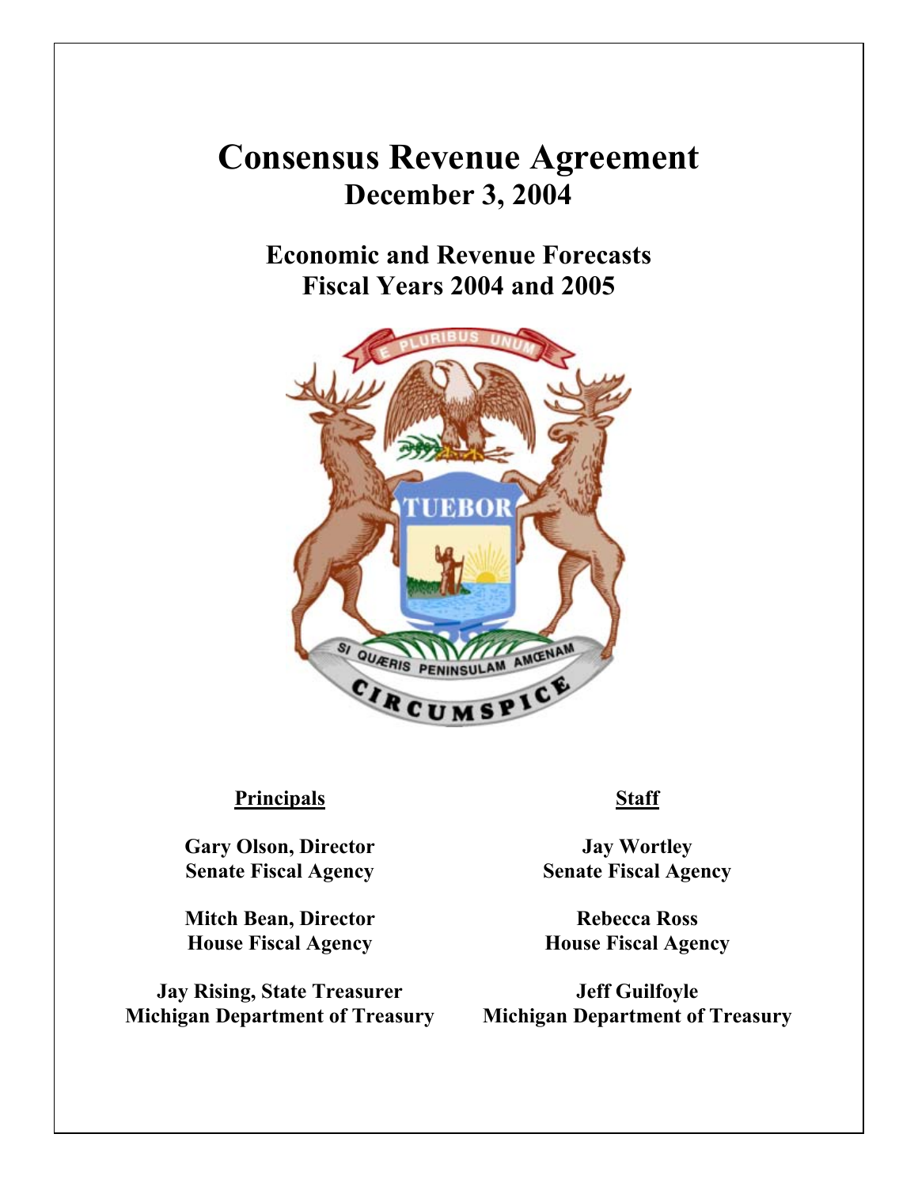# Consensus Revenue Agreement

## December 3, 2004

## Economic and Revenue Forecasts Fiscal Years 2004 and 2005

**Principals**

**Gary Olson, Director**
**Senate Fiscal Agency**

**Mitch Bean, Director**
**House Fiscal Agency**

**Jay Rising, State Treasurer**
**Michigan Department of Treasury**

**Staff**

**Jay Wortley**
**Senate Fiscal Agency**

**Rebecca Ross**
**House Fiscal Agency**

**Jeff Guilfoyle**
**Michigan Department of Treasury**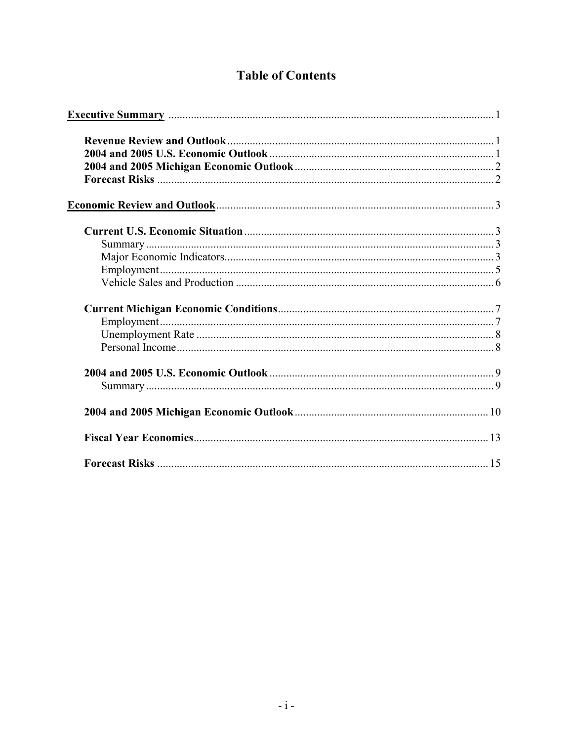# Table of Contents

**Executive Summary** ..... 1

- **Revenue Review and Outlook** ..... 1
- **2004 and 2005 U.S. Economic Outlook** ..... 1
- **2004 and 2005 Michigan Economic Outlook** ..... 2
- **Forecast Risks** ..... 2

**Economic Review and Outlook** ..... 3

- **Current U.S. Economic Situation** ..... 3
  - Summary ..... 3
  - Major Economic Indicators ..... 3
  - Employment ..... 5
  - Vehicle Sales and Production ..... 6
- **Current Michigan Economic Conditions** ..... 7
  - Employment ..... 7
  - Unemployment Rate ..... 8
  - Personal Income ..... 8
- **2004 and 2005 U.S. Economic Outlook** ..... 9
  - Summary ..... 9
- **2004 and 2005 Michigan Economic Outlook** ..... 10
- **Fiscal Year Economics** ..... 13
- **Forecast Risks** ..... 15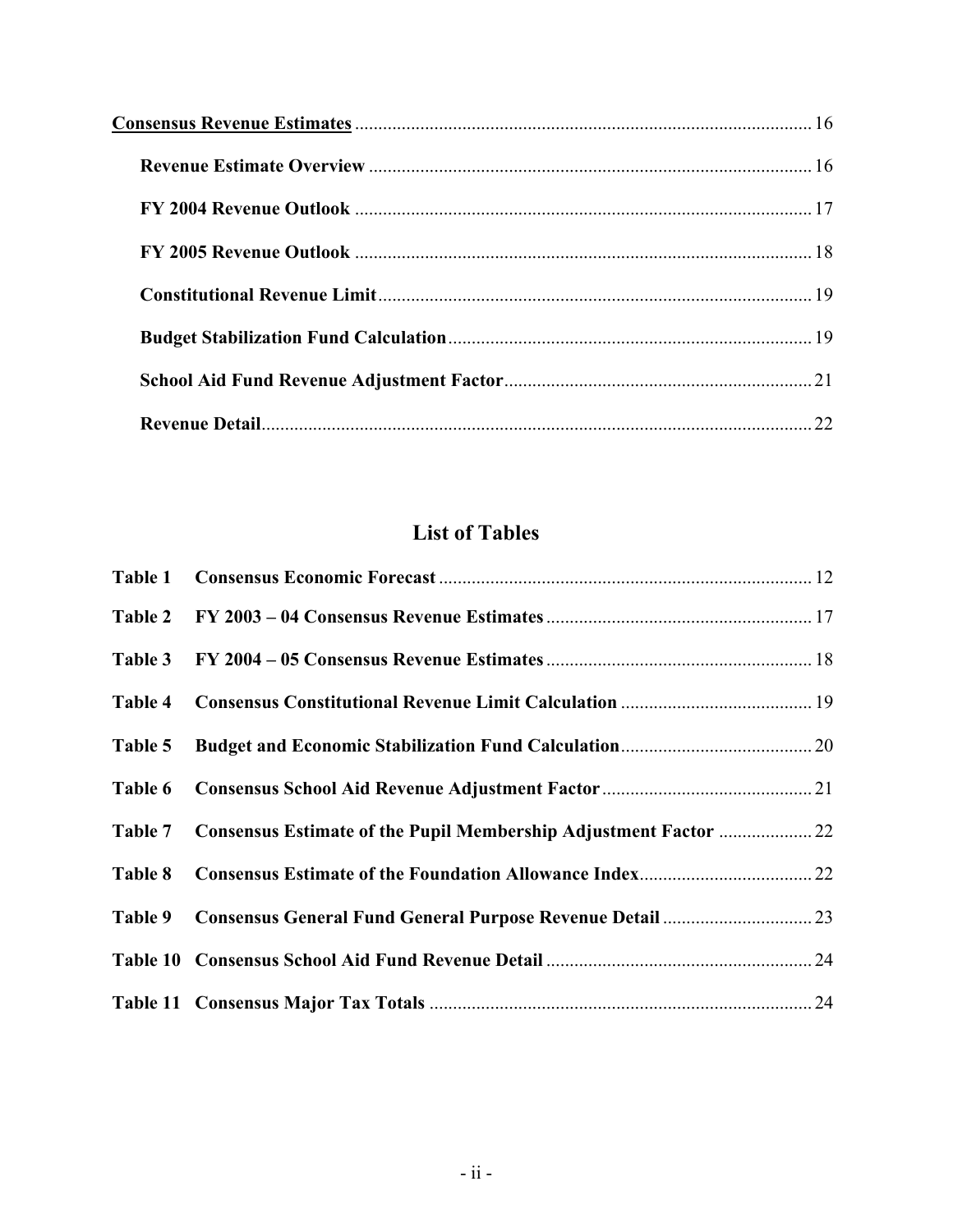**Consensus Revenue Estimates** .......... 16

**Revenue Estimate Overview** .......... 16

**FY 2004 Revenue Outlook** .......... 17

**FY 2005 Revenue Outlook** .......... 18

**Constitutional Revenue Limit** .......... 19

**Budget Stabilization Fund Calculation** .......... 19

**School Aid Fund Revenue Adjustment Factor** .......... 21

**Revenue Detail** .......... 22

## List of Tables

**Table 1** **Consensus Economic Forecast** .......... 12

**Table 2** **FY 2003 – 04 Consensus Revenue Estimates** .......... 17

**Table 3** **FY 2004 – 05 Consensus Revenue Estimates** .......... 18

**Table 4** **Consensus Constitutional Revenue Limit Calculation** .......... 19

**Table 5** **Budget and Economic Stabilization Fund Calculation** .......... 20

**Table 6** **Consensus School Aid Revenue Adjustment Factor** .......... 21

**Table 7** **Consensus Estimate of the Pupil Membership Adjustment Factor** .......... 22

**Table 8** **Consensus Estimate of the Foundation Allowance Index** .......... 22

**Table 9** **Consensus General Fund General Purpose Revenue Detail** .......... 23

**Table 10** **Consensus School Aid Fund Revenue Detail** .......... 24

**Table 11** **Consensus Major Tax Totals** .......... 24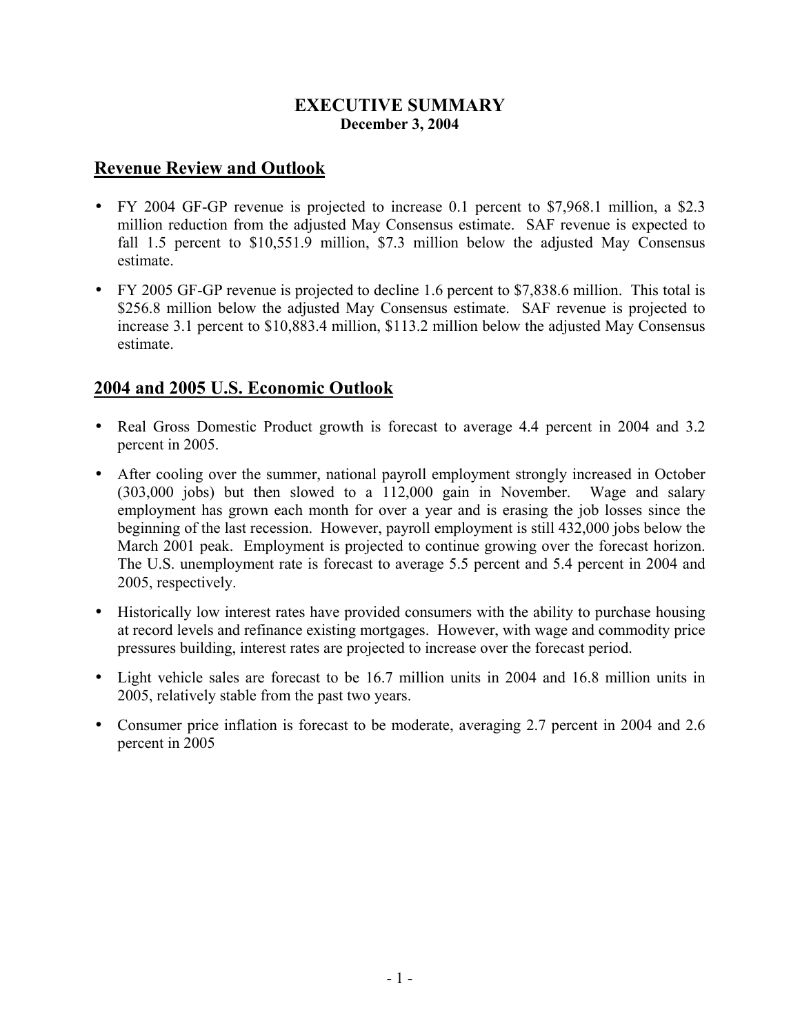# EXECUTIVE SUMMARY

**December 3, 2004**

## Revenue Review and Outlook

- FY 2004 GF-GP revenue is projected to increase 0.1 percent to $7,968.1 million, a $2.3 million reduction from the adjusted May Consensus estimate. SAF revenue is expected to fall 1.5 percent to $10,551.9 million, $7.3 million below the adjusted May Consensus estimate.
- FY 2005 GF-GP revenue is projected to decline 1.6 percent to $7,838.6 million. This total is $256.8 million below the adjusted May Consensus estimate. SAF revenue is projected to increase 3.1 percent to $10,883.4 million, $113.2 million below the adjusted May Consensus estimate.

## 2004 and 2005 U.S. Economic Outlook

- Real Gross Domestic Product growth is forecast to average 4.4 percent in 2004 and 3.2 percent in 2005.
- After cooling over the summer, national payroll employment strongly increased in October (303,000 jobs) but then slowed to a 112,000 gain in November. Wage and salary employment has grown each month for over a year and is erasing the job losses since the beginning of the last recession. However, payroll employment is still 432,000 jobs below the March 2001 peak. Employment is projected to continue growing over the forecast horizon. The U.S. unemployment rate is forecast to average 5.5 percent and 5.4 percent in 2004 and 2005, respectively.
- Historically low interest rates have provided consumers with the ability to purchase housing at record levels and refinance existing mortgages. However, with wage and commodity price pressures building, interest rates are projected to increase over the forecast period.
- Light vehicle sales are forecast to be 16.7 million units in 2004 and 16.8 million units in 2005, relatively stable from the past two years.
- Consumer price inflation is forecast to be moderate, averaging 2.7 percent in 2004 and 2.6 percent in 2005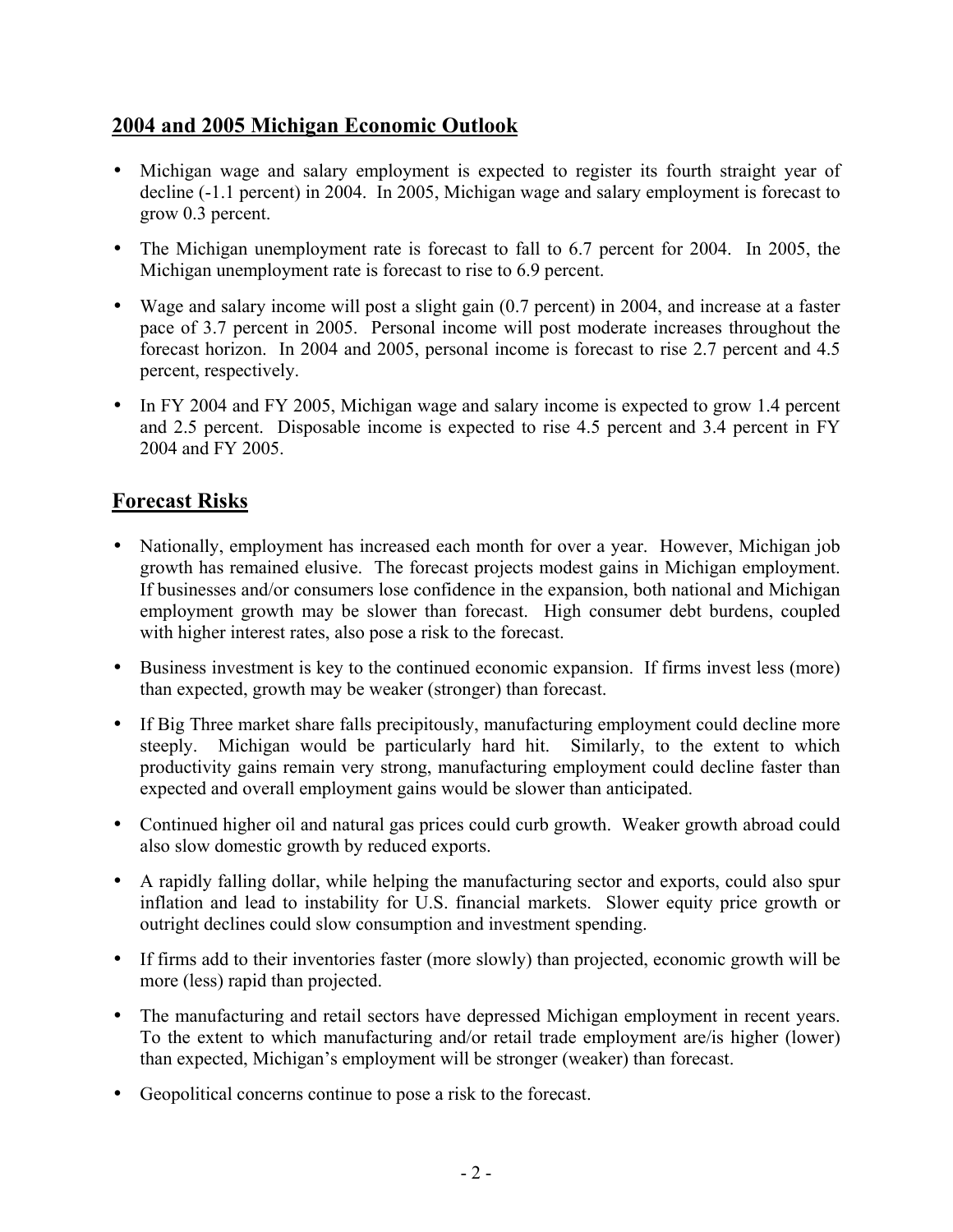## 2004 and 2005 Michigan Economic Outlook

- Michigan wage and salary employment is expected to register its fourth straight year of decline (-1.1 percent) in 2004. In 2005, Michigan wage and salary employment is forecast to grow 0.3 percent.
- The Michigan unemployment rate is forecast to fall to 6.7 percent for 2004. In 2005, the Michigan unemployment rate is forecast to rise to 6.9 percent.
- Wage and salary income will post a slight gain (0.7 percent) in 2004, and increase at a faster pace of 3.7 percent in 2005. Personal income will post moderate increases throughout the forecast horizon. In 2004 and 2005, personal income is forecast to rise 2.7 percent and 4.5 percent, respectively.
- In FY 2004 and FY 2005, Michigan wage and salary income is expected to grow 1.4 percent and 2.5 percent. Disposable income is expected to rise 4.5 percent and 3.4 percent in FY 2004 and FY 2005.

## Forecast Risks

- Nationally, employment has increased each month for over a year. However, Michigan job growth has remained elusive. The forecast projects modest gains in Michigan employment. If businesses and/or consumers lose confidence in the expansion, both national and Michigan employment growth may be slower than forecast. High consumer debt burdens, coupled with higher interest rates, also pose a risk to the forecast.
- Business investment is key to the continued economic expansion. If firms invest less (more) than expected, growth may be weaker (stronger) than forecast.
- If Big Three market share falls precipitously, manufacturing employment could decline more steeply. Michigan would be particularly hard hit. Similarly, to the extent to which productivity gains remain very strong, manufacturing employment could decline faster than expected and overall employment gains would be slower than anticipated.
- Continued higher oil and natural gas prices could curb growth. Weaker growth abroad could also slow domestic growth by reduced exports.
- A rapidly falling dollar, while helping the manufacturing sector and exports, could also spur inflation and lead to instability for U.S. financial markets. Slower equity price growth or outright declines could slow consumption and investment spending.
- If firms add to their inventories faster (more slowly) than projected, economic growth will be more (less) rapid than projected.
- The manufacturing and retail sectors have depressed Michigan employment in recent years. To the extent to which manufacturing and/or retail trade employment are/is higher (lower) than expected, Michigan's employment will be stronger (weaker) than forecast.
- Geopolitical concerns continue to pose a risk to the forecast.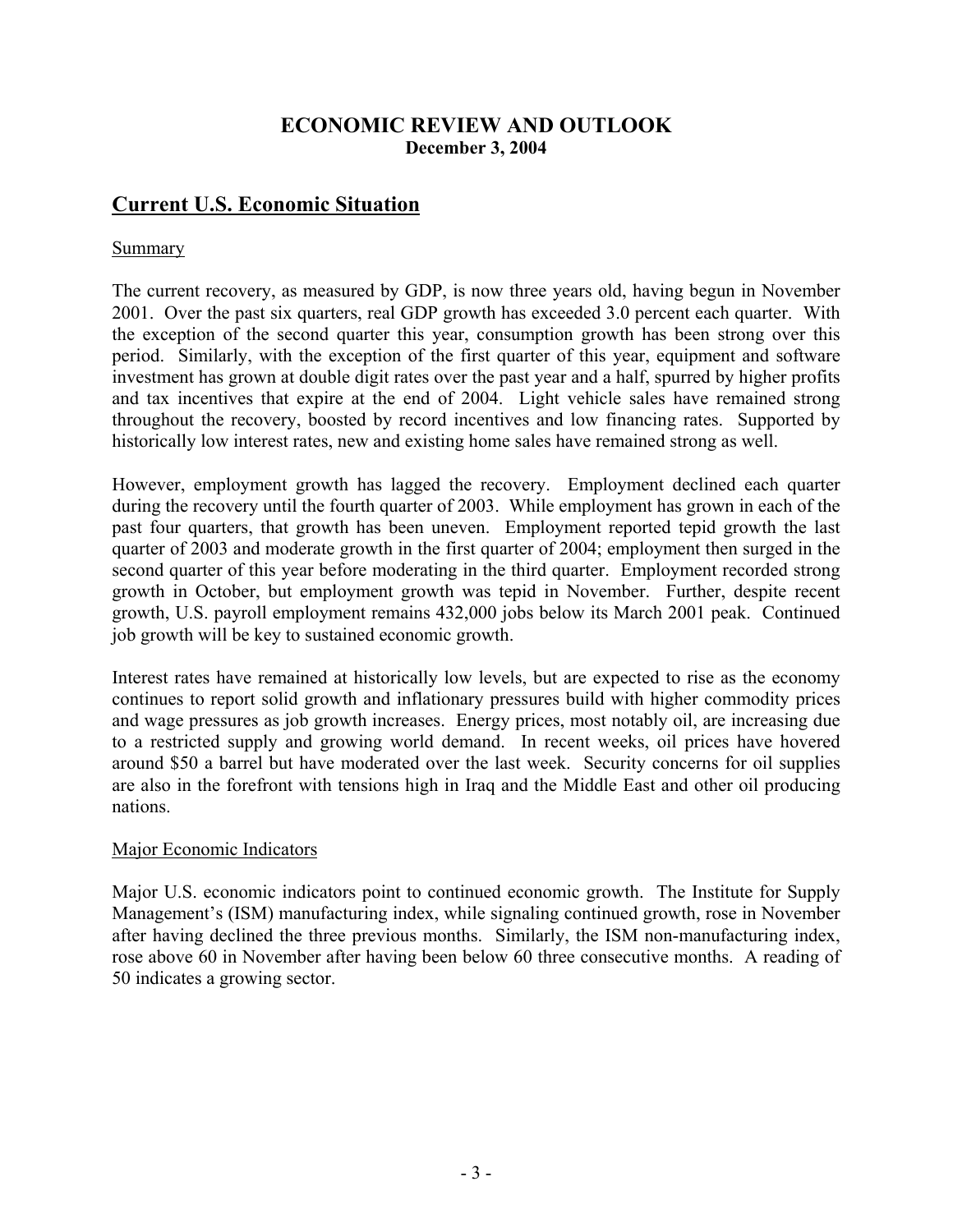# ECONOMIC REVIEW AND OUTLOOK

**December 3, 2004**

## Current U.S. Economic Situation

### Summary

The current recovery, as measured by GDP, is now three years old, having begun in November 2001. Over the past six quarters, real GDP growth has exceeded 3.0 percent each quarter. With the exception of the second quarter this year, consumption growth has been strong over this period. Similarly, with the exception of the first quarter of this year, equipment and software investment has grown at double digit rates over the past year and a half, spurred by higher profits and tax incentives that expire at the end of 2004. Light vehicle sales have remained strong throughout the recovery, boosted by record incentives and low financing rates. Supported by historically low interest rates, new and existing home sales have remained strong as well.

However, employment growth has lagged the recovery. Employment declined each quarter during the recovery until the fourth quarter of 2003. While employment has grown in each of the past four quarters, that growth has been uneven. Employment reported tepid growth the last quarter of 2003 and moderate growth in the first quarter of 2004; employment then surged in the second quarter of this year before moderating in the third quarter. Employment recorded strong growth in October, but employment growth was tepid in November. Further, despite recent growth, U.S. payroll employment remains 432,000 jobs below its March 2001 peak. Continued job growth will be key to sustained economic growth.

Interest rates have remained at historically low levels, but are expected to rise as the economy continues to report solid growth and inflationary pressures build with higher commodity prices and wage pressures as job growth increases. Energy prices, most notably oil, are increasing due to a restricted supply and growing world demand. In recent weeks, oil prices have hovered around $50 a barrel but have moderated over the last week. Security concerns for oil supplies are also in the forefront with tensions high in Iraq and the Middle East and other oil producing nations.

### Major Economic Indicators

Major U.S. economic indicators point to continued economic growth. The Institute for Supply Management's (ISM) manufacturing index, while signaling continued growth, rose in November after having declined the three previous months. Similarly, the ISM non-manufacturing index, rose above 60 in November after having been below 60 three consecutive months. A reading of 50 indicates a growing sector.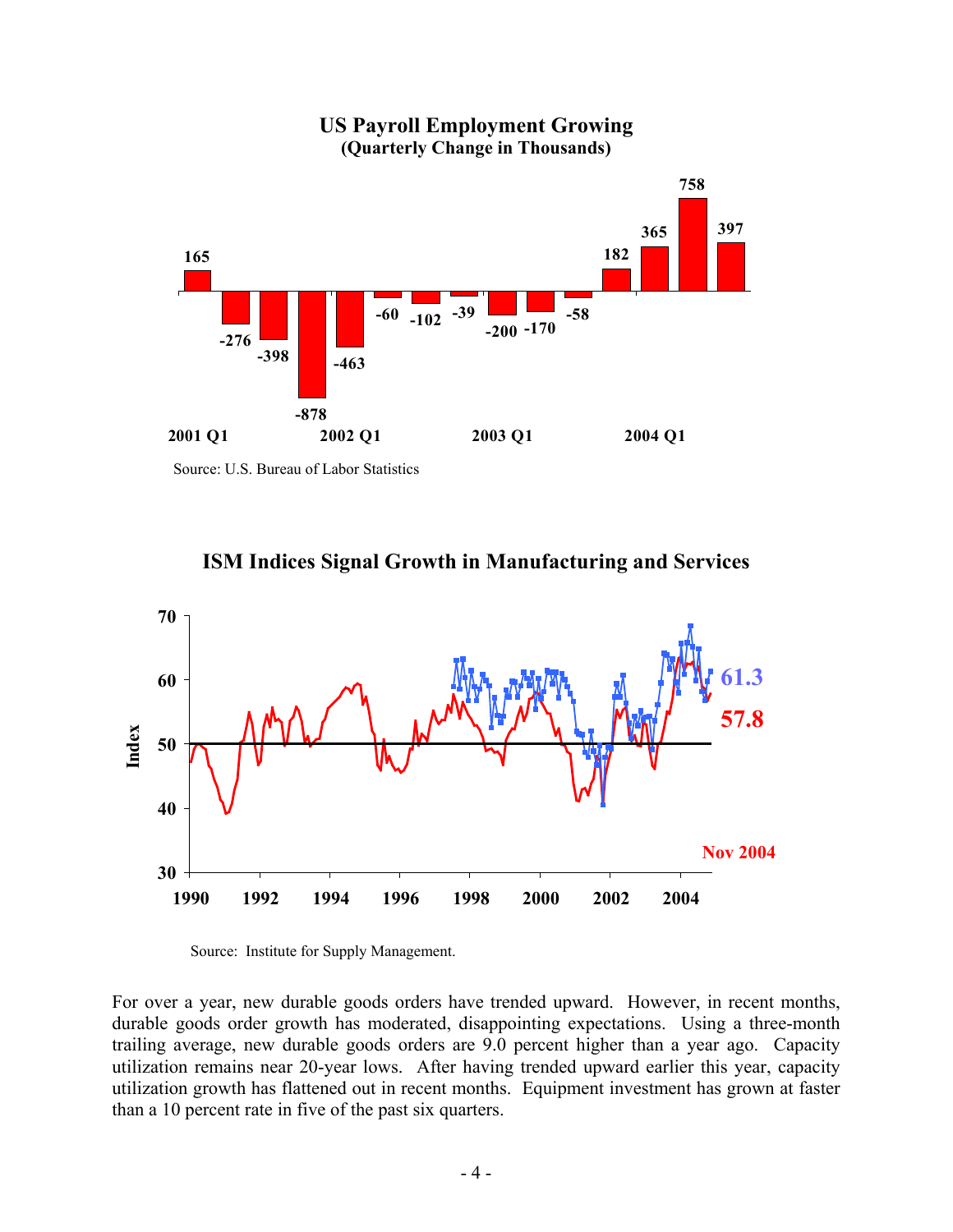**US Payroll Employment Growing**
**(Quarterly Change in Thousands)**

| Quarter | Change |
|---|---|
| 2001 Q1 | 165 |
| | -276 |
| | -398 |
| | -878 |
| 2002 Q1 | -463 |
| | -60 |
| | -102 |
| | -39 |
| 2003 Q1 | -200 |
| | -170 |
| | -58 |
| | 182 |
| 2004 Q1 | 365 |
| | 758 |
| | 397 |

Source: U.S. Bureau of Labor Statistics

**ISM Indices Signal Growth in Manufacturing and Services**

Index; 1990–2004; latest values 61.3 and 57.8, Nov 2004

Source: Institute for Supply Management.

For over a year, new durable goods orders have trended upward. However, in recent months, durable goods order growth has moderated, disappointing expectations. Using a three-month trailing average, new durable goods orders are 9.0 percent higher than a year ago. Capacity utilization remains near 20-year lows. After having trended upward earlier this year, capacity utilization growth has flattened out in recent months. Equipment investment has grown at faster than a 10 percent rate in five of the past six quarters.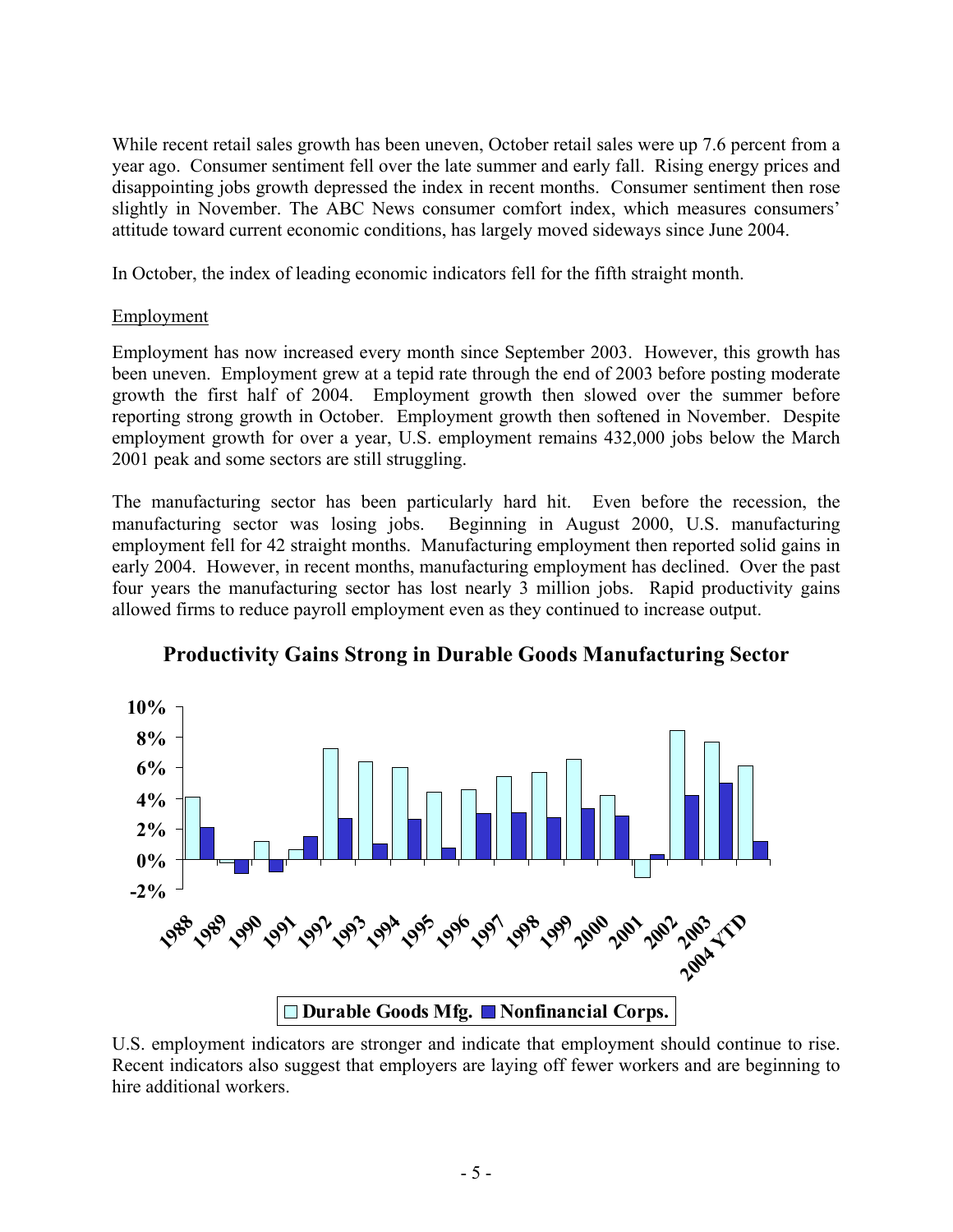While recent retail sales growth has been uneven, October retail sales were up 7.6 percent from a year ago. Consumer sentiment fell over the late summer and early fall. Rising energy prices and disappointing jobs growth depressed the index in recent months. Consumer sentiment then rose slightly in November. The ABC News consumer comfort index, which measures consumers' attitude toward current economic conditions, has largely moved sideways since June 2004.

In October, the index of leading economic indicators fell for the fifth straight month.

Employment

Employment has now increased every month since September 2003. However, this growth has been uneven. Employment grew at a tepid rate through the end of 2003 before posting moderate growth the first half of 2004. Employment growth then slowed over the summer before reporting strong growth in October. Employment growth then softened in November. Despite employment growth for over a year, U.S. employment remains 432,000 jobs below the March 2001 peak and some sectors are still struggling.

The manufacturing sector has been particularly hard hit. Even before the recession, the manufacturing sector was losing jobs. Beginning in August 2000, U.S. manufacturing employment fell for 42 straight months. Manufacturing employment then reported solid gains in early 2004. However, in recent months, manufacturing employment has declined. Over the past four years the manufacturing sector has lost nearly 3 million jobs. Rapid productivity gains allowed firms to reduce payroll employment even as they continued to increase output.

**Productivity Gains Strong in Durable Goods Manufacturing Sector**

U.S. employment indicators are stronger and indicate that employment should continue to rise. Recent indicators also suggest that employers are laying off fewer workers and are beginning to hire additional workers.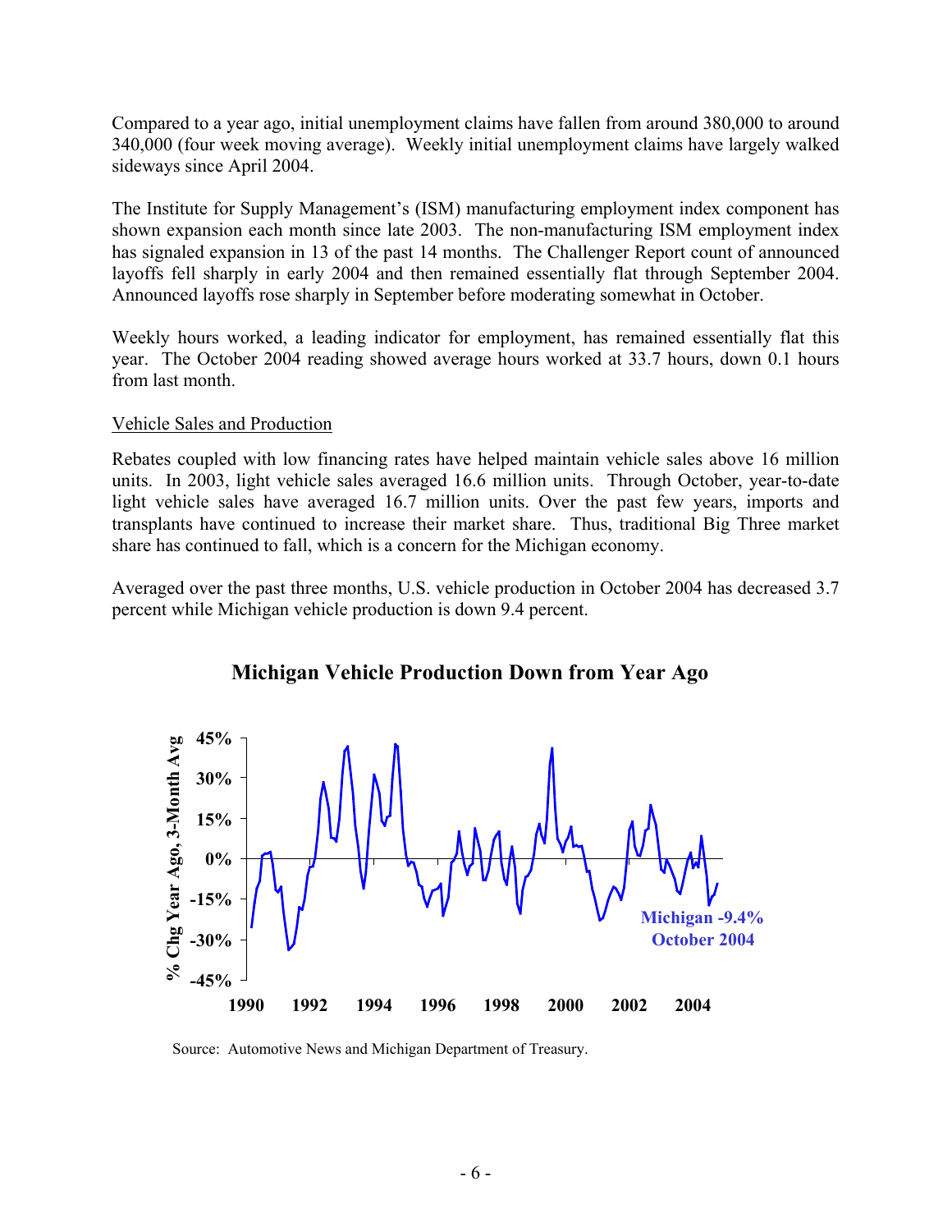Compared to a year ago, initial unemployment claims have fallen from around 380,000 to around 340,000 (four week moving average). Weekly initial unemployment claims have largely walked sideways since April 2004.

The Institute for Supply Management's (ISM) manufacturing employment index component has shown expansion each month since late 2003. The non-manufacturing ISM employment index has signaled expansion in 13 of the past 14 months. The Challenger Report count of announced layoffs fell sharply in early 2004 and then remained essentially flat through September 2004. Announced layoffs rose sharply in September before moderating somewhat in October.

Weekly hours worked, a leading indicator for employment, has remained essentially flat this year. The October 2004 reading showed average hours worked at 33.7 hours, down 0.1 hours from last month.

## Vehicle Sales and Production

Rebates coupled with low financing rates have helped maintain vehicle sales above 16 million units. In 2003, light vehicle sales averaged 16.6 million units. Through October, year-to-date light vehicle sales have averaged 16.7 million units. Over the past few years, imports and transplants have continued to increase their market share. Thus, traditional Big Three market share has continued to fall, which is a concern for the Michigan economy.

Averaged over the past three months, U.S. vehicle production in October 2004 has decreased 3.7 percent while Michigan vehicle production is down 9.4 percent.

**Michigan Vehicle Production Down from Year Ago**

Michigan -9.4% October 2004

Source: Automotive News and Michigan Department of Treasury.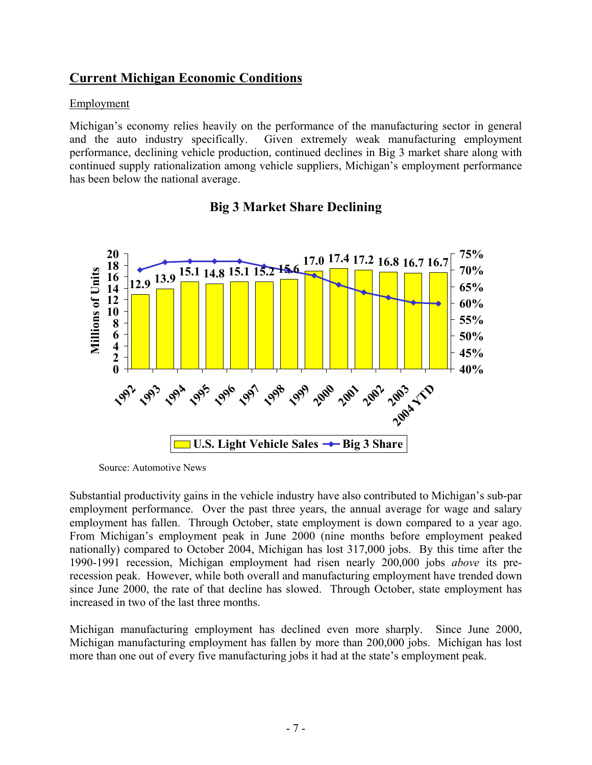## Current Michigan Economic Conditions

### Employment

Michigan's economy relies heavily on the performance of the manufacturing sector in general and the auto industry specifically. Given extremely weak manufacturing employment performance, declining vehicle production, continued declines in Big 3 market share along with continued supply rationalization among vehicle suppliers, Michigan's employment performance has been below the national average.

**Big 3 Market Share Declining**

| Year | U.S. Light Vehicle Sales (Millions of Units) |
|---|---|
| 1992 | 12.9 |
| 1993 | 13.9 |
| 1994 | 15.1 |
| 1995 | 14.8 |
| 1996 | 15.1 |
| 1997 | 15.2 |
| 1998 | 15.6 |
| 1999 | 17.0 |
| 2000 | 17.4 |
| 2001 | 17.2 |
| 2002 | 16.8 |
| 2003 | 16.7 |
| 2004 YTD | 16.7 |

Legend: U.S. Light Vehicle Sales; Big 3 Share

Source: Automotive News

Substantial productivity gains in the vehicle industry have also contributed to Michigan's sub-par employment performance. Over the past three years, the annual average for wage and salary employment has fallen. Through October, state employment is down compared to a year ago. From Michigan's employment peak in June 2000 (nine months before employment peaked nationally) compared to October 2004, Michigan has lost 317,000 jobs. By this time after the 1990-1991 recession, Michigan employment had risen nearly 200,000 jobs *above* its pre-recession peak. However, while both overall and manufacturing employment have trended down since June 2000, the rate of that decline has slowed. Through October, state employment has increased in two of the last three months.

Michigan manufacturing employment has declined even more sharply. Since June 2000, Michigan manufacturing employment has fallen by more than 200,000 jobs. Michigan has lost more than one out of every five manufacturing jobs it had at the state's employment peak.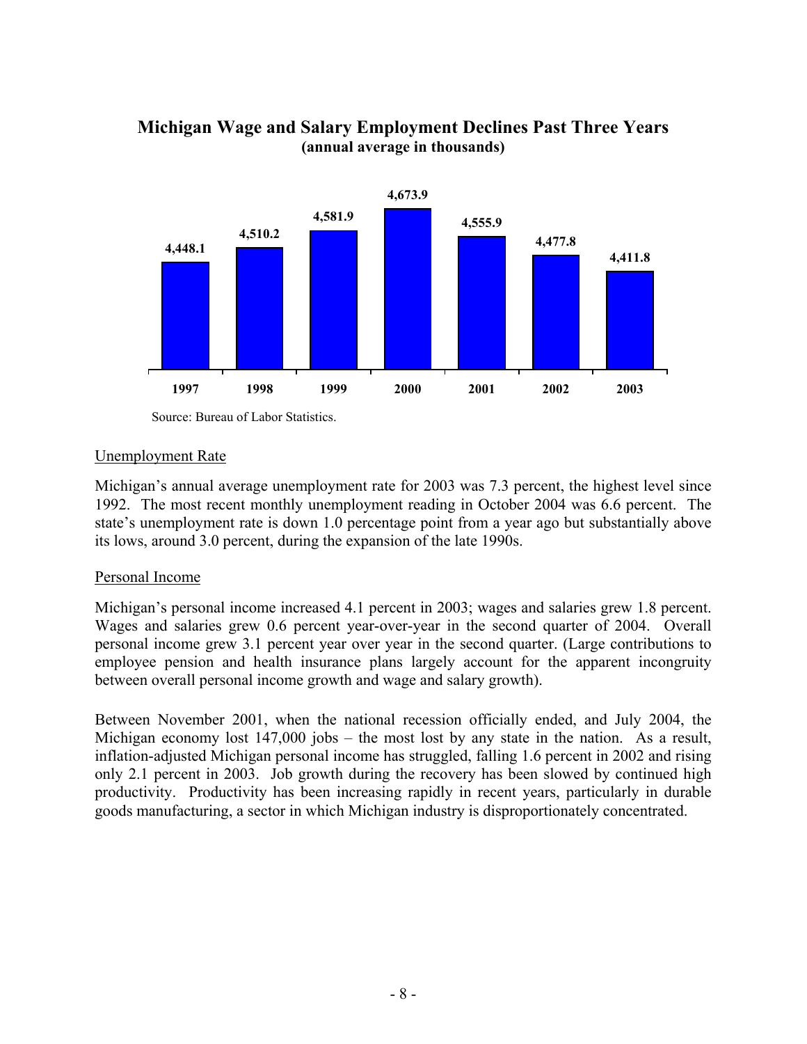**Michigan Wage and Salary Employment Declines Past Three Years**
**(annual average in thousands)**

| 1997 | 1998 | 1999 | 2000 | 2001 | 2002 | 2003 |
|---|---|---|---|---|---|---|
| 4,448.1 | 4,510.2 | 4,581.9 | 4,673.9 | 4,555.9 | 4,477.8 | 4,411.8 |

Source: Bureau of Labor Statistics.

Unemployment Rate

Michigan's annual average unemployment rate for 2003 was 7.3 percent, the highest level since 1992. The most recent monthly unemployment reading in October 2004 was 6.6 percent. The state's unemployment rate is down 1.0 percentage point from a year ago but substantially above its lows, around 3.0 percent, during the expansion of the late 1990s.

Personal Income

Michigan's personal income increased 4.1 percent in 2003; wages and salaries grew 1.8 percent. Wages and salaries grew 0.6 percent year-over-year in the second quarter of 2004. Overall personal income grew 3.1 percent year over year in the second quarter. (Large contributions to employee pension and health insurance plans largely account for the apparent incongruity between overall personal income growth and wage and salary growth).

Between November 2001, when the national recession officially ended, and July 2004, the Michigan economy lost 147,000 jobs – the most lost by any state in the nation. As a result, inflation-adjusted Michigan personal income has struggled, falling 1.6 percent in 2002 and rising only 2.1 percent in 2003. Job growth during the recovery has been slowed by continued high productivity. Productivity has been increasing rapidly in recent years, particularly in durable goods manufacturing, a sector in which Michigan industry is disproportionately concentrated.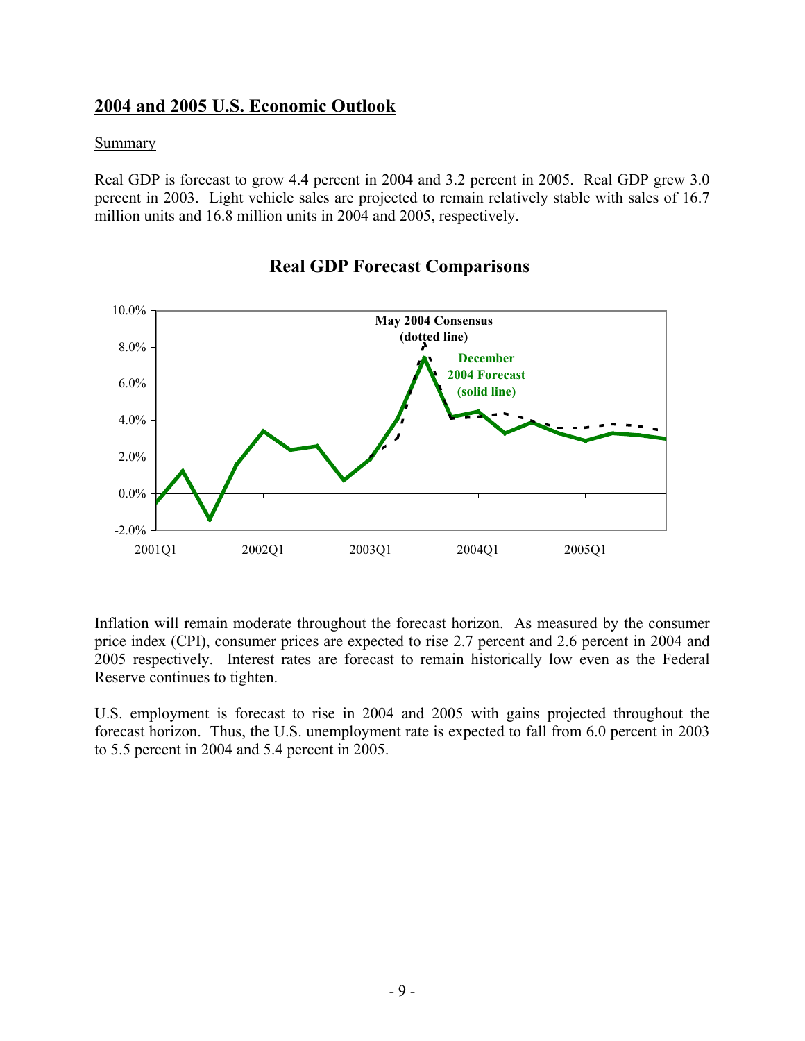## 2004 and 2005 U.S. Economic Outlook

Summary

Real GDP is forecast to grow 4.4 percent in 2004 and 3.2 percent in 2005. Real GDP grew 3.0 percent in 2003. Light vehicle sales are projected to remain relatively stable with sales of 16.7 million units and 16.8 million units in 2004 and 2005, respectively.

### Real GDP Forecast Comparisons

Inflation will remain moderate throughout the forecast horizon. As measured by the consumer price index (CPI), consumer prices are expected to rise 2.7 percent and 2.6 percent in 2004 and 2005 respectively. Interest rates are forecast to remain historically low even as the Federal Reserve continues to tighten.

U.S. employment is forecast to rise in 2004 and 2005 with gains projected throughout the forecast horizon. Thus, the U.S. unemployment rate is expected to fall from 6.0 percent in 2003 to 5.5 percent in 2004 and 5.4 percent in 2005.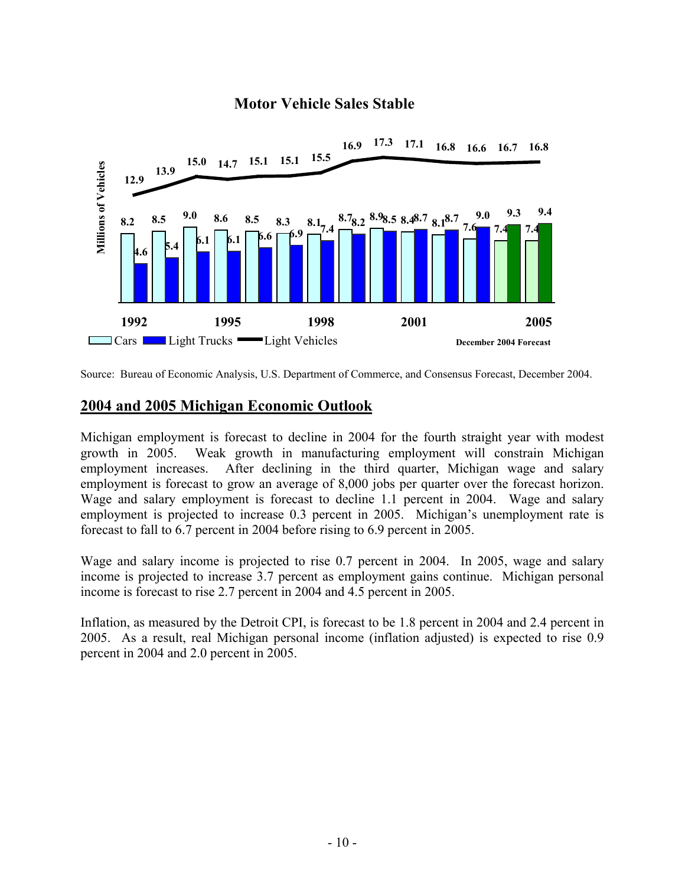**Motor Vehicle Sales Stable**

Source: Bureau of Economic Analysis, U.S. Department of Commerce, and Consensus Forecast, December 2004.

## 2004 and 2005 Michigan Economic Outlook

Michigan employment is forecast to decline in 2004 for the fourth straight year with modest growth in 2005. Weak growth in manufacturing employment will constrain Michigan employment increases. After declining in the third quarter, Michigan wage and salary employment is forecast to grow an average of 8,000 jobs per quarter over the forecast horizon. Wage and salary employment is forecast to decline 1.1 percent in 2004. Wage and salary employment is projected to increase 0.3 percent in 2005. Michigan's unemployment rate is forecast to fall to 6.7 percent in 2004 before rising to 6.9 percent in 2005.

Wage and salary income is projected to rise 0.7 percent in 2004. In 2005, wage and salary income is projected to increase 3.7 percent as employment gains continue. Michigan personal income is forecast to rise 2.7 percent in 2004 and 4.5 percent in 2005.

Inflation, as measured by the Detroit CPI, is forecast to be 1.8 percent in 2004 and 2.4 percent in 2005. As a result, real Michigan personal income (inflation adjusted) is expected to rise 0.9 percent in 2004 and 2.0 percent in 2005.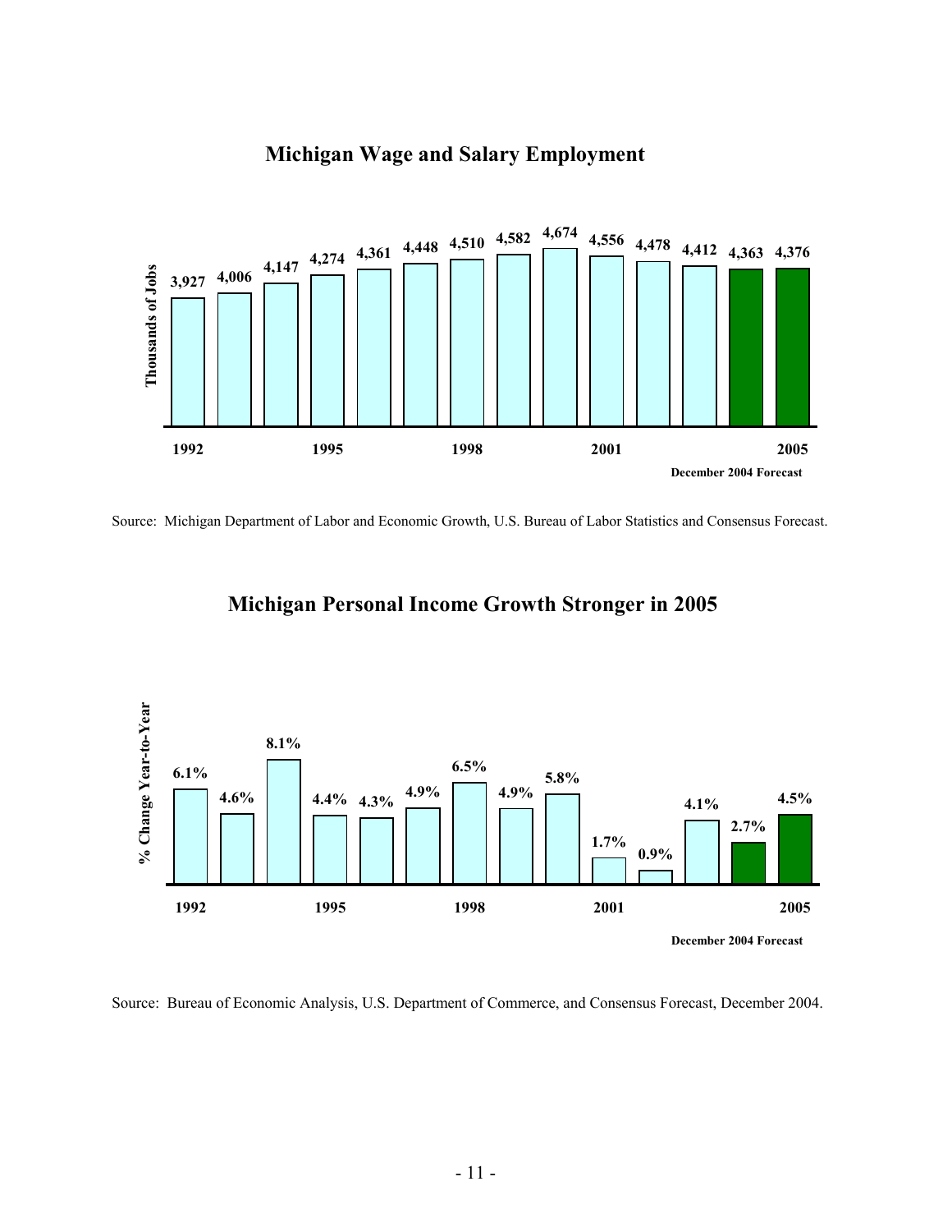## Michigan Wage and Salary Employment

| Year | Thousands of Jobs |
|---|---|
| 1992 | 3,927 |
| 1993 | 4,006 |
| 1994 | 4,147 |
| 1995 | 4,274 |
| 1996 | 4,361 |
| 1997 | 4,448 |
| 1998 | 4,510 |
| 1999 | 4,582 |
| 2000 | 4,674 |
| 2001 | 4,556 |
| 2002 | 4,478 |
| 2003 | 4,412 |
| 2004 | 4,363 |
| 2005 | 4,376 |

December 2004 Forecast

Source: Michigan Department of Labor and Economic Growth, U.S. Bureau of Labor Statistics and Consensus Forecast.

## Michigan Personal Income Growth Stronger in 2005

| Year | % Change Year-to-Year |
|---|---|
| 1992 | 6.1% |
| 1993 | 4.6% |
| 1994 | 8.1% |
| 1995 | 4.4% |
| 1996 | 4.3% |
| 1997 | 4.9% |
| 1998 | 6.5% |
| 1999 | 4.9% |
| 2000 | 5.8% |
| 2001 | 1.7% |
| 2002 | 0.9% |
| 2003 | 4.1% |
| 2004 | 2.7% |
| 2005 | 4.5% |

December 2004 Forecast

Source: Bureau of Economic Analysis, U.S. Department of Commerce, and Consensus Forecast, December 2004.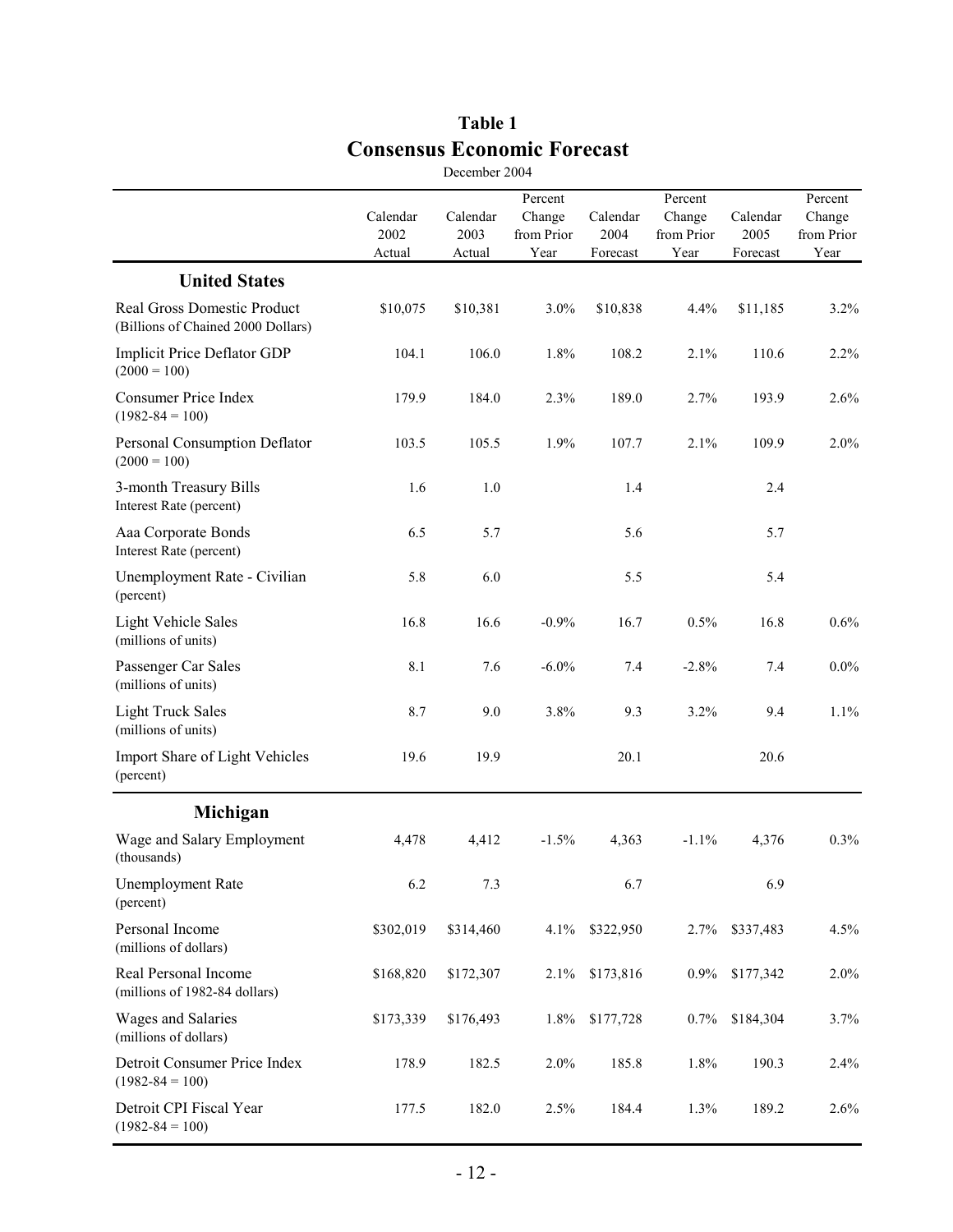# Table 1

## Consensus Economic Forecast

December 2004

| | Calendar 2002 Actual | Calendar 2003 Actual | Percent Change from Prior Year | Calendar 2004 Forecast | Percent Change from Prior Year | Calendar 2005 Forecast | Percent Change from Prior Year |
|---|---|---|---|---|---|---|---|
| **United States** | | | | | | | |
| Real Gross Domestic Product (Billions of Chained 2000 Dollars) | $10,075 | $10,381 | 3.0% | $10,838 | 4.4% | $11,185 | 3.2% |
| Implicit Price Deflator GDP (2000 = 100) | 104.1 | 106.0 | 1.8% | 108.2 | 2.1% | 110.6 | 2.2% |
| Consumer Price Index (1982-84 = 100) | 179.9 | 184.0 | 2.3% | 189.0 | 2.7% | 193.9 | 2.6% |
| Personal Consumption Deflator (2000 = 100) | 103.5 | 105.5 | 1.9% | 107.7 | 2.1% | 109.9 | 2.0% |
| 3-month Treasury Bills Interest Rate (percent) | 1.6 | 1.0 | | 1.4 | | 2.4 | |
| Aaa Corporate Bonds Interest Rate (percent) | 6.5 | 5.7 | | 5.6 | | 5.7 | |
| Unemployment Rate - Civilian (percent) | 5.8 | 6.0 | | 5.5 | | 5.4 | |
| Light Vehicle Sales (millions of units) | 16.8 | 16.6 | -0.9% | 16.7 | 0.5% | 16.8 | 0.6% |
| Passenger Car Sales (millions of units) | 8.1 | 7.6 | -6.0% | 7.4 | -2.8% | 7.4 | 0.0% |
| Light Truck Sales (millions of units) | 8.7 | 9.0 | 3.8% | 9.3 | 3.2% | 9.4 | 1.1% |
| Import Share of Light Vehicles (percent) | 19.6 | 19.9 | | 20.1 | | 20.6 | |
| **Michigan** | | | | | | | |
| Wage and Salary Employment (thousands) | 4,478 | 4,412 | -1.5% | 4,363 | -1.1% | 4,376 | 0.3% |
| Unemployment Rate (percent) | 6.2 | 7.3 | | 6.7 | | 6.9 | |
| Personal Income (millions of dollars) | $302,019 | $314,460 | 4.1% | $322,950 | 2.7% | $337,483 | 4.5% |
| Real Personal Income (millions of 1982-84 dollars) | $168,820 | $172,307 | 2.1% | $173,816 | 0.9% | $177,342 | 2.0% |
| Wages and Salaries (millions of dollars) | $173,339 | $176,493 | 1.8% | $177,728 | 0.7% | $184,304 | 3.7% |
| Detroit Consumer Price Index (1982-84 = 100) | 178.9 | 182.5 | 2.0% | 185.8 | 1.8% | 190.3 | 2.4% |
| Detroit CPI Fiscal Year (1982-84 = 100) | 177.5 | 182.0 | 2.5% | 184.4 | 1.3% | 189.2 | 2.6% |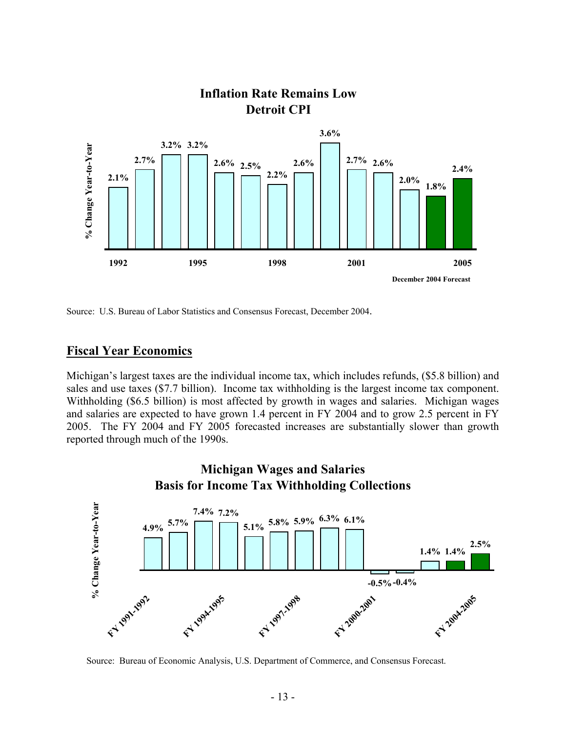**Inflation Rate Remains Low**
**Detroit CPI**

| Year | % Change Year-to-Year |
|---|---|
| 1992 | 2.1% |
| 1993 | 2.7% |
| 1994 | 3.2% |
| 1995 | 3.2% |
| 1996 | 2.6% |
| 1997 | 2.5% |
| 1998 | 2.2% |
| 1999 | 2.6% |
| 2000 | 3.6% |
| 2001 | 2.7% |
| 2002 | 2.6% |
| 2003 | 2.0% |
| 2004 | 1.8% |
| 2005 | 2.4% |

December 2004 Forecast

Source: U.S. Bureau of Labor Statistics and Consensus Forecast, December 2004.

## Fiscal Year Economics

Michigan's largest taxes are the individual income tax, which includes refunds, ($5.8 billion) and sales and use taxes ($7.7 billion). Income tax withholding is the largest income tax component. Withholding ($6.5 billion) is most affected by growth in wages and salaries. Michigan wages and salaries are expected to have grown 1.4 percent in FY 2004 and to grow 2.5 percent in FY 2005. The FY 2004 and FY 2005 forecasted increases are substantially slower than growth reported through much of the 1990s.

**Michigan Wages and Salaries**
**Basis for Income Tax Withholding Collections**

| Fiscal Year | % Change Year-to-Year |
|---|---|
| FY 1991-1992 | 4.9% |
| FY 1992-1993 | 5.7% |
| FY 1993-1994 | 7.4% |
| FY 1994-1995 | 7.2% |
| FY 1995-1996 | 5.1% |
| FY 1996-1997 | 5.8% |
| FY 1997-1998 | 5.9% |
| FY 1998-1999 | 6.3% |
| FY 1999-2000 | 6.1% |
| FY 2000-2001 | -0.5% |
| FY 2001-2002 | -0.4% |
| FY 2002-2003 | 1.4% |
| FY 2003-2004 | 1.4% |
| FY 2004-2005 | 2.5% |

Source: Bureau of Economic Analysis, U.S. Department of Commerce, and Consensus Forecast.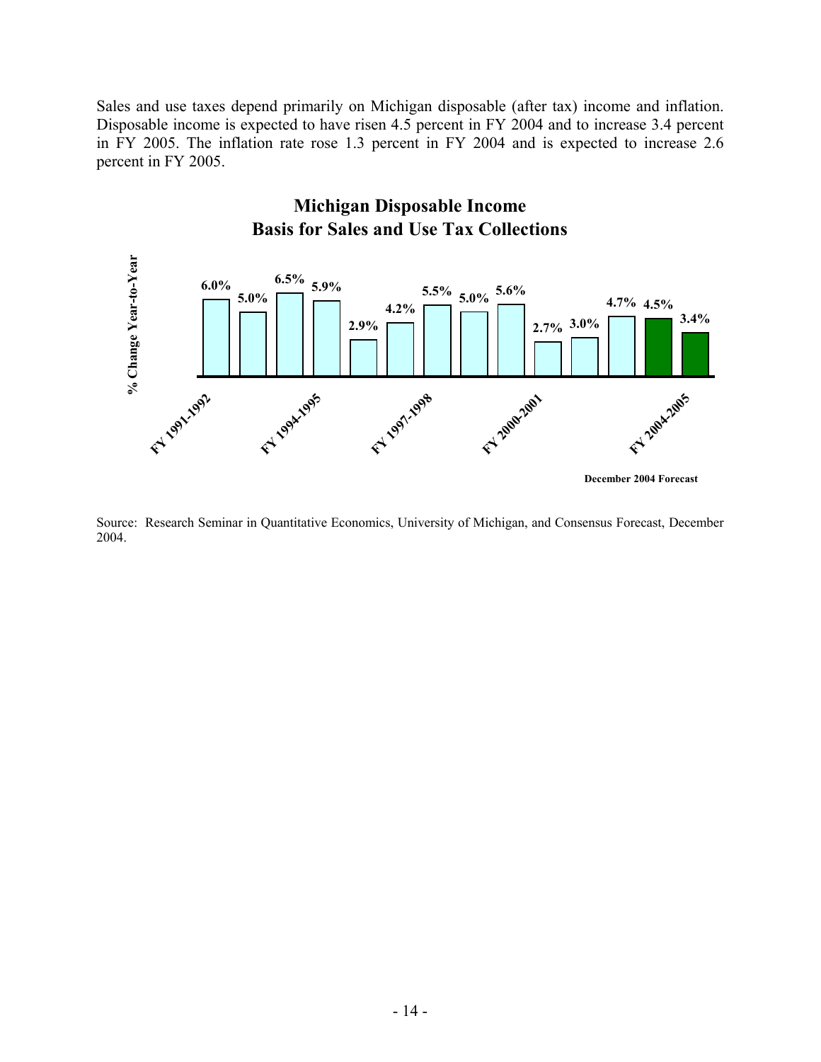Sales and use taxes depend primarily on Michigan disposable (after tax) income and inflation. Disposable income is expected to have risen 4.5 percent in FY 2004 and to increase 3.4 percent in FY 2005. The inflation rate rose 1.3 percent in FY 2004 and is expected to increase 2.6 percent in FY 2005.

**Michigan Disposable Income**
**Basis for Sales and Use Tax Collections**

% Change Year-to-Year

| Fiscal Year | % Change |
|---|---|
| FY 1991-1992 | 6.0% |
| | 5.0% |
| | 6.5% |
| FY 1994-1995 | 5.9% |
| | 2.9% |
| | 4.2% |
| FY 1997-1998 | 5.5% |
| | 5.0% |
| | 5.6% |
| FY 2000-2001 | 2.7% |
| | 3.0% |
| | 4.7% |
| | 4.5% |
| FY 2004-2005 | 3.4% |

December 2004 Forecast

Source: Research Seminar in Quantitative Economics, University of Michigan, and Consensus Forecast, December 2004.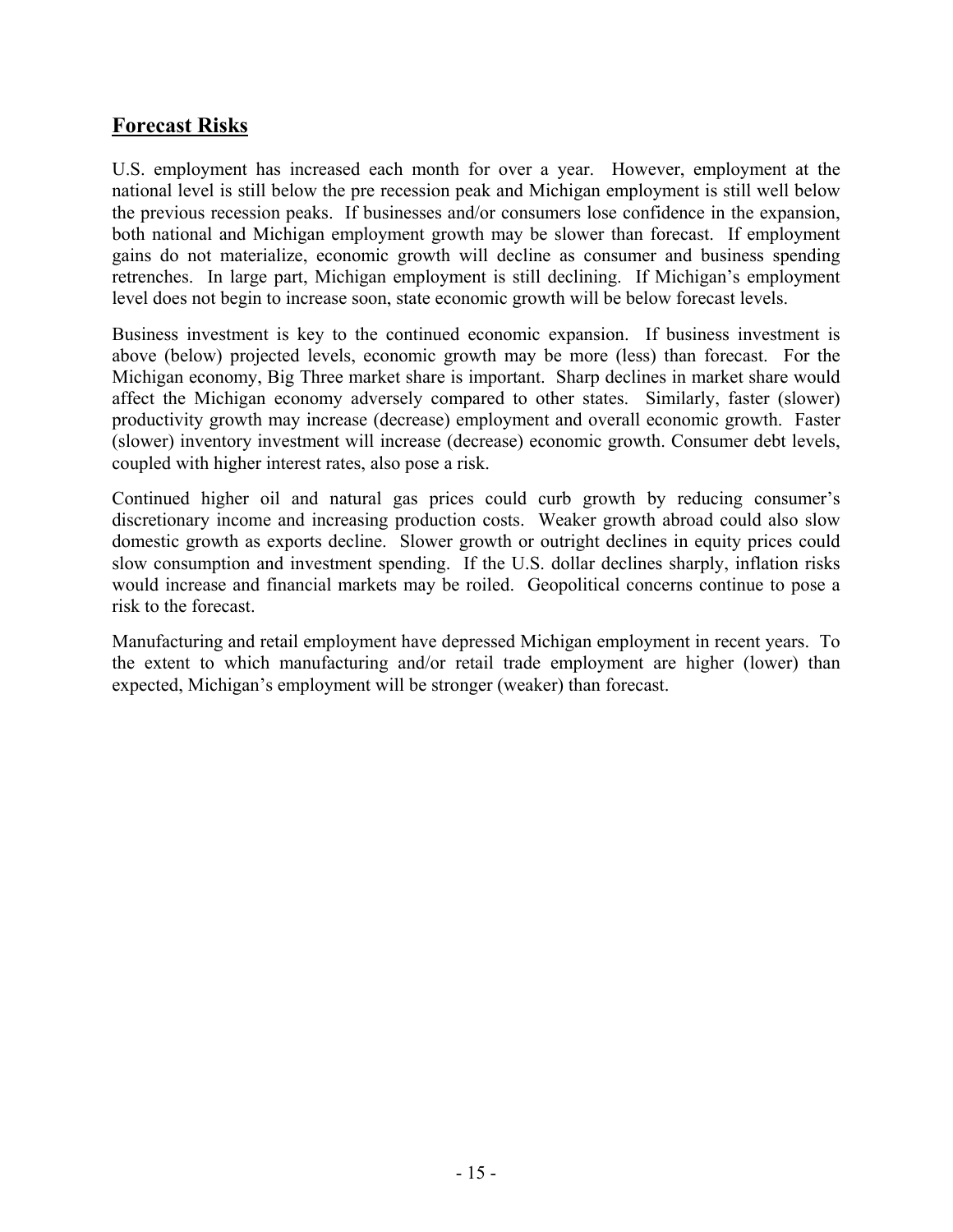## Forecast Risks

U.S. employment has increased each month for over a year. However, employment at the national level is still below the pre recession peak and Michigan employment is still well below the previous recession peaks. If businesses and/or consumers lose confidence in the expansion, both national and Michigan employment growth may be slower than forecast. If employment gains do not materialize, economic growth will decline as consumer and business spending retrenches. In large part, Michigan employment is still declining. If Michigan's employment level does not begin to increase soon, state economic growth will be below forecast levels.

Business investment is key to the continued economic expansion. If business investment is above (below) projected levels, economic growth may be more (less) than forecast. For the Michigan economy, Big Three market share is important. Sharp declines in market share would affect the Michigan economy adversely compared to other states. Similarly, faster (slower) productivity growth may increase (decrease) employment and overall economic growth. Faster (slower) inventory investment will increase (decrease) economic growth. Consumer debt levels, coupled with higher interest rates, also pose a risk.

Continued higher oil and natural gas prices could curb growth by reducing consumer's discretionary income and increasing production costs. Weaker growth abroad could also slow domestic growth as exports decline. Slower growth or outright declines in equity prices could slow consumption and investment spending. If the U.S. dollar declines sharply, inflation risks would increase and financial markets may be roiled. Geopolitical concerns continue to pose a risk to the forecast.

Manufacturing and retail employment have depressed Michigan employment in recent years. To the extent to which manufacturing and/or retail trade employment are higher (lower) than expected, Michigan's employment will be stronger (weaker) than forecast.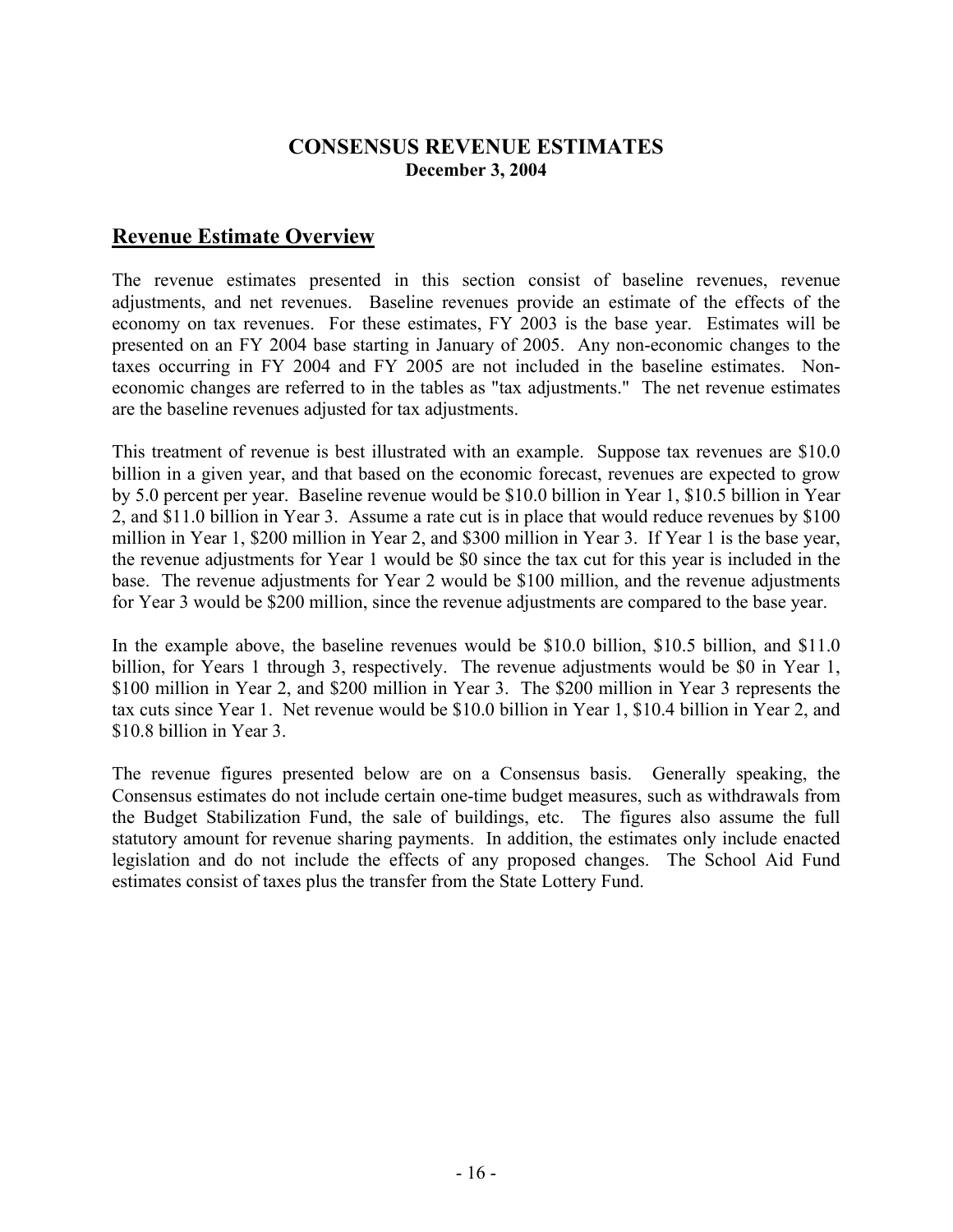# CONSENSUS REVENUE ESTIMATES

**December 3, 2004**

## Revenue Estimate Overview

The revenue estimates presented in this section consist of baseline revenues, revenue adjustments, and net revenues. Baseline revenues provide an estimate of the effects of the economy on tax revenues. For these estimates, FY 2003 is the base year. Estimates will be presented on an FY 2004 base starting in January of 2005. Any non-economic changes to the taxes occurring in FY 2004 and FY 2005 are not included in the baseline estimates. Non-economic changes are referred to in the tables as "tax adjustments." The net revenue estimates are the baseline revenues adjusted for tax adjustments.

This treatment of revenue is best illustrated with an example. Suppose tax revenues are $10.0 billion in a given year, and that based on the economic forecast, revenues are expected to grow by 5.0 percent per year. Baseline revenue would be $10.0 billion in Year 1, $10.5 billion in Year 2, and $11.0 billion in Year 3. Assume a rate cut is in place that would reduce revenues by $100 million in Year 1, $200 million in Year 2, and $300 million in Year 3. If Year 1 is the base year, the revenue adjustments for Year 1 would be $0 since the tax cut for this year is included in the base. The revenue adjustments for Year 2 would be $100 million, and the revenue adjustments for Year 3 would be $200 million, since the revenue adjustments are compared to the base year.

In the example above, the baseline revenues would be $10.0 billion, $10.5 billion, and $11.0 billion, for Years 1 through 3, respectively. The revenue adjustments would be $0 in Year 1, $100 million in Year 2, and $200 million in Year 3. The $200 million in Year 3 represents the tax cuts since Year 1. Net revenue would be $10.0 billion in Year 1, $10.4 billion in Year 2, and $10.8 billion in Year 3.

The revenue figures presented below are on a Consensus basis. Generally speaking, the Consensus estimates do not include certain one-time budget measures, such as withdrawals from the Budget Stabilization Fund, the sale of buildings, etc. The figures also assume the full statutory amount for revenue sharing payments. In addition, the estimates only include enacted legislation and do not include the effects of any proposed changes. The School Aid Fund estimates consist of taxes plus the transfer from the State Lottery Fund.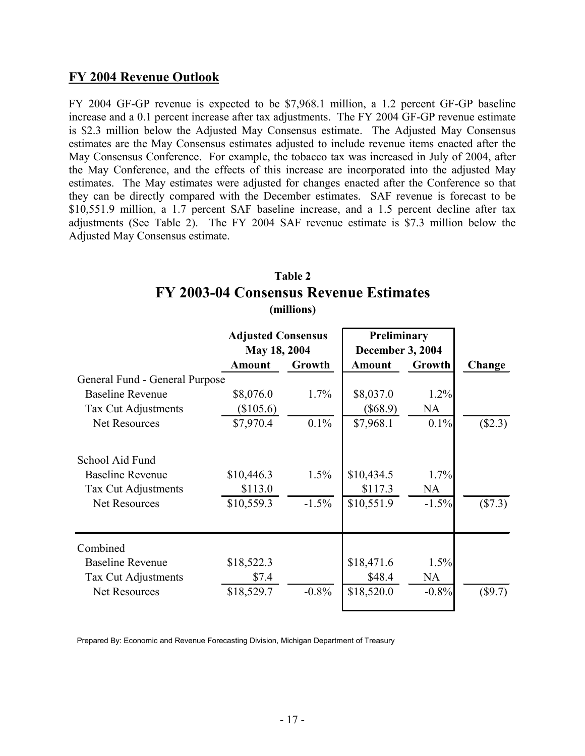## FY 2004 Revenue Outlook

FY 2004 GF-GP revenue is expected to be $7,968.1 million, a 1.2 percent GF-GP baseline increase and a 0.1 percent increase after tax adjustments. The FY 2004 GF-GP revenue estimate is $2.3 million below the Adjusted May Consensus estimate. The Adjusted May Consensus estimates are the May Consensus estimates adjusted to include revenue items enacted after the May Consensus Conference. For example, the tobacco tax was increased in July of 2004, after the May Conference, and the effects of this increase are incorporated into the adjusted May estimates. The May estimates were adjusted for changes enacted after the Conference so that they can be directly compared with the December estimates. SAF revenue is forecast to be $10,551.9 million, a 1.7 percent SAF baseline increase, and a 1.5 percent decline after tax adjustments (See Table 2). The FY 2004 SAF revenue estimate is $7.3 million below the Adjusted May Consensus estimate.

**Table 2**

**FY 2003-04 Consensus Revenue Estimates**

**(millions)**

| | Adjusted Consensus May 18, 2004 | | Preliminary December 3, 2004 | | |
|---|---|---|---|---|---|
| | **Amount** | **Growth** | **Amount** | **Growth** | **Change** |
| General Fund - General Purpose | | | | | |
| Baseline Revenue | $8,076.0 | 1.7% | $8,037.0 | 1.2% | |
| Tax Cut Adjustments | ($105.6) | | ($68.9) | NA | |
| Net Resources | $7,970.4 | 0.1% | $7,968.1 | 0.1% | ($2.3) |
| School Aid Fund | | | | | |
| Baseline Revenue | $10,446.3 | 1.5% | $10,434.5 | 1.7% | |
| Tax Cut Adjustments | $113.0 | | $117.3 | NA | |
| Net Resources | $10,559.3 | -1.5% | $10,551.9 | -1.5% | ($7.3) |
| Combined | | | | | |
| Baseline Revenue | $18,522.3 | | $18,471.6 | 1.5% | |
| Tax Cut Adjustments | $7.4 | | $48.4 | NA | |
| Net Resources | $18,529.7 | -0.8% | $18,520.0 | -0.8% | ($9.7) |

Prepared By: Economic and Revenue Forecasting Division, Michigan Department of Treasury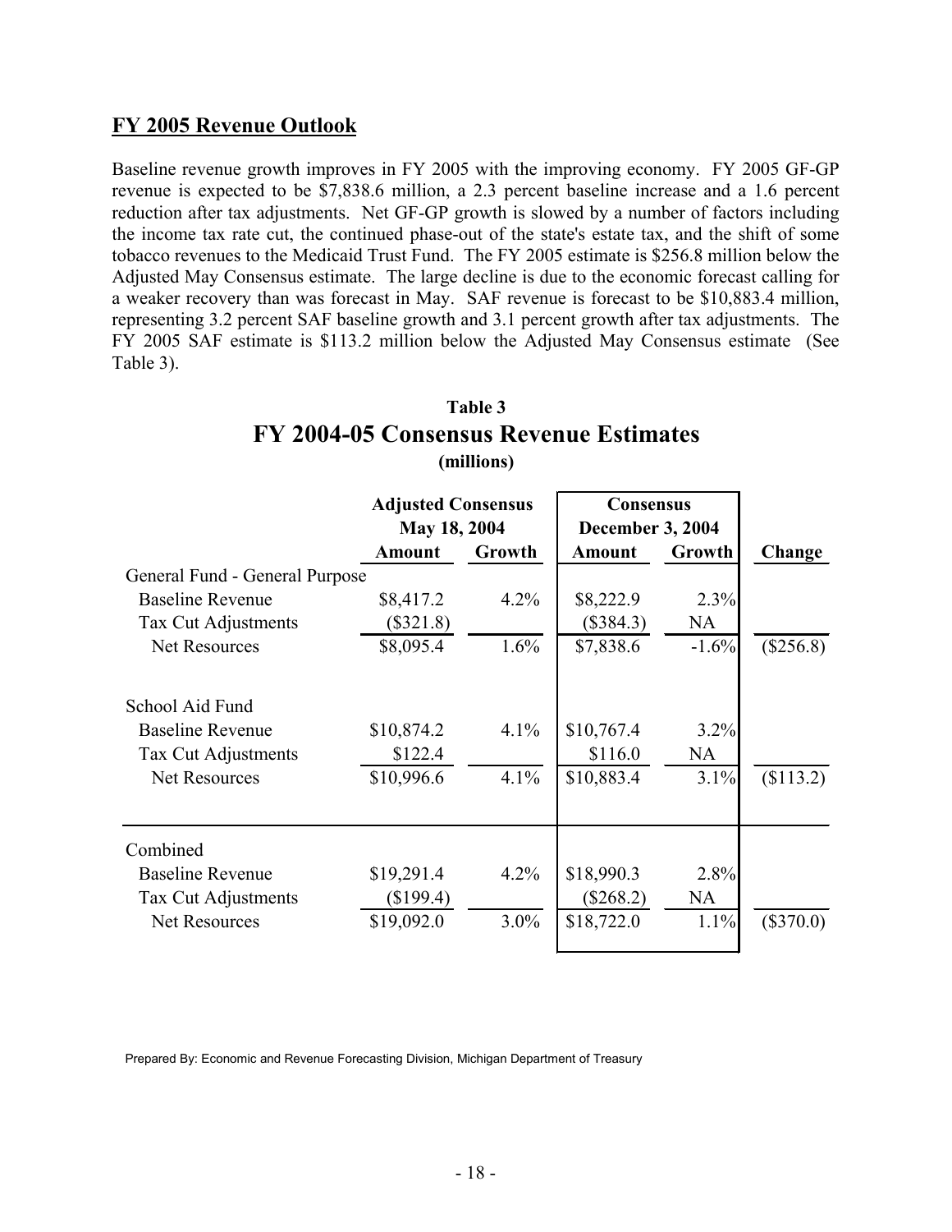## FY 2005 Revenue Outlook

Baseline revenue growth improves in FY 2005 with the improving economy. FY 2005 GF-GP revenue is expected to be $7,838.6 million, a 2.3 percent baseline increase and a 1.6 percent reduction after tax adjustments. Net GF-GP growth is slowed by a number of factors including the income tax rate cut, the continued phase-out of the state's estate tax, and the shift of some tobacco revenues to the Medicaid Trust Fund. The FY 2005 estimate is $256.8 million below the Adjusted May Consensus estimate. The large decline is due to the economic forecast calling for a weaker recovery than was forecast in May. SAF revenue is forecast to be $10,883.4 million, representing 3.2 percent SAF baseline growth and 3.1 percent growth after tax adjustments. The FY 2005 SAF estimate is $113.2 million below the Adjusted May Consensus estimate (See Table 3).

**Table 3**
**FY 2004-05 Consensus Revenue Estimates**
**(millions)**

| | Adjusted Consensus May 18, 2004 | | Consensus December 3, 2004 | | |
|---|---|---|---|---|---|
| | **Amount** | **Growth** | **Amount** | **Growth** | **Change** |
| General Fund - General Purpose | | | | | |
| Baseline Revenue | $8,417.2 | 4.2% | $8,222.9 | 2.3% | |
| Tax Cut Adjustments | ($321.8) | | ($384.3) | NA | |
| Net Resources | $8,095.4 | 1.6% | $7,838.6 | -1.6% | ($256.8) |
| School Aid Fund | | | | | |
| Baseline Revenue | $10,874.2 | 4.1% | $10,767.4 | 3.2% | |
| Tax Cut Adjustments | $122.4 | | $116.0 | NA | |
| Net Resources | $10,996.6 | 4.1% | $10,883.4 | 3.1% | ($113.2) |
| Combined | | | | | |
| Baseline Revenue | $19,291.4 | 4.2% | $18,990.3 | 2.8% | |
| Tax Cut Adjustments | ($199.4) | | ($268.2) | NA | |
| Net Resources | $19,092.0 | 3.0% | $18,722.0 | 1.1% | ($370.0) |

Prepared By: Economic and Revenue Forecasting Division, Michigan Department of Treasury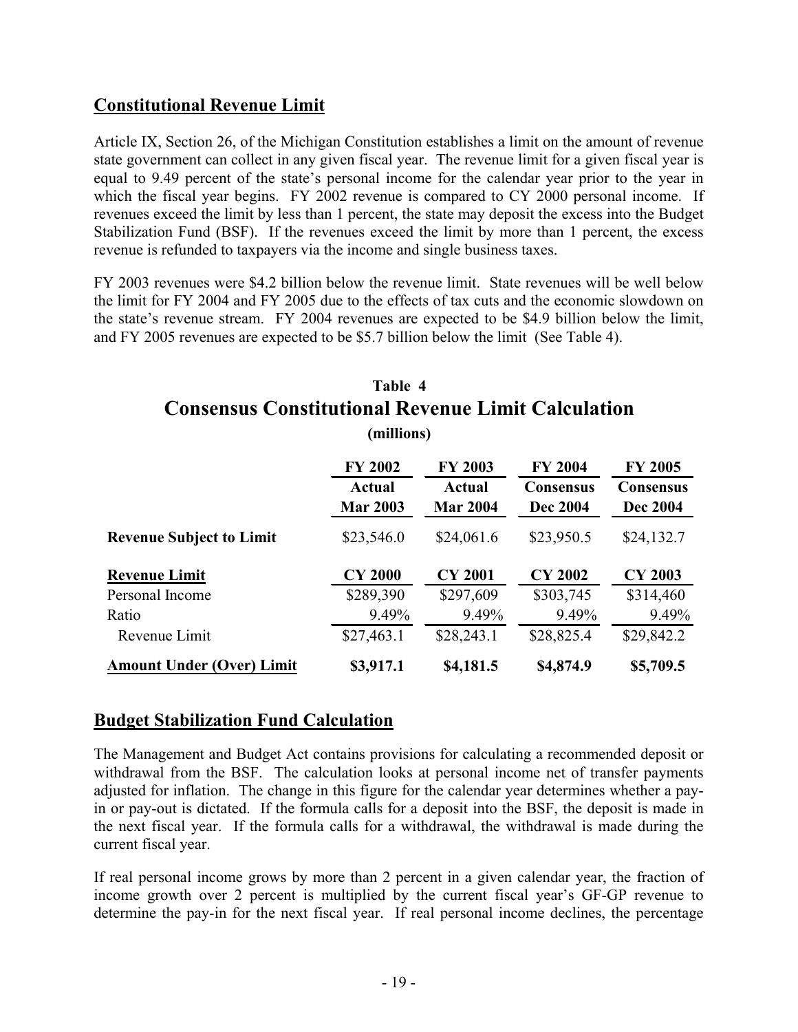## Constitutional Revenue Limit

Article IX, Section 26, of the Michigan Constitution establishes a limit on the amount of revenue state government can collect in any given fiscal year. The revenue limit for a given fiscal year is equal to 9.49 percent of the state's personal income for the calendar year prior to the year in which the fiscal year begins. FY 2002 revenue is compared to CY 2000 personal income. If revenues exceed the limit by less than 1 percent, the state may deposit the excess into the Budget Stabilization Fund (BSF). If the revenues exceed the limit by more than 1 percent, the excess revenue is refunded to taxpayers via the income and single business taxes.

FY 2003 revenues were $4.2 billion below the revenue limit. State revenues will be well below the limit for FY 2004 and FY 2005 due to the effects of tax cuts and the economic slowdown on the state's revenue stream. FY 2004 revenues are expected to be $4.9 billion below the limit, and FY 2005 revenues are expected to be $5.7 billion below the limit (See Table 4).

**Table 4**
**Consensus Constitutional Revenue Limit Calculation**
**(millions)**

| | FY 2002 | FY 2003 | FY 2004 | FY 2005 |
|---|---|---|---|---|
| | Actual Mar 2003 | Actual Mar 2004 | Consensus Dec 2004 | Consensus Dec 2004 |
| **Revenue Subject to Limit** | $23,546.0 | $24,061.6 | $23,950.5 | $24,132.7 |
| **Revenue Limit** | **CY 2000** | **CY 2001** | **CY 2002** | **CY 2003** |
| Personal Income | $289,390 | $297,609 | $303,745 | $314,460 |
| Ratio | 9.49% | 9.49% | 9.49% | 9.49% |
| Revenue Limit | $27,463.1 | $28,243.1 | $28,825.4 | $29,842.2 |
| **Amount Under (Over) Limit** | **$3,917.1** | **$4,181.5** | **$4,874.9** | **$5,709.5** |

## Budget Stabilization Fund Calculation

The Management and Budget Act contains provisions for calculating a recommended deposit or withdrawal from the BSF. The calculation looks at personal income net of transfer payments adjusted for inflation. The change in this figure for the calendar year determines whether a pay-in or pay-out is dictated. If the formula calls for a deposit into the BSF, the deposit is made in the next fiscal year. If the formula calls for a withdrawal, the withdrawal is made during the current fiscal year.

If real personal income grows by more than 2 percent in a given calendar year, the fraction of income growth over 2 percent is multiplied by the current fiscal year's GF-GP revenue to determine the pay-in for the next fiscal year. If real personal income declines, the percentage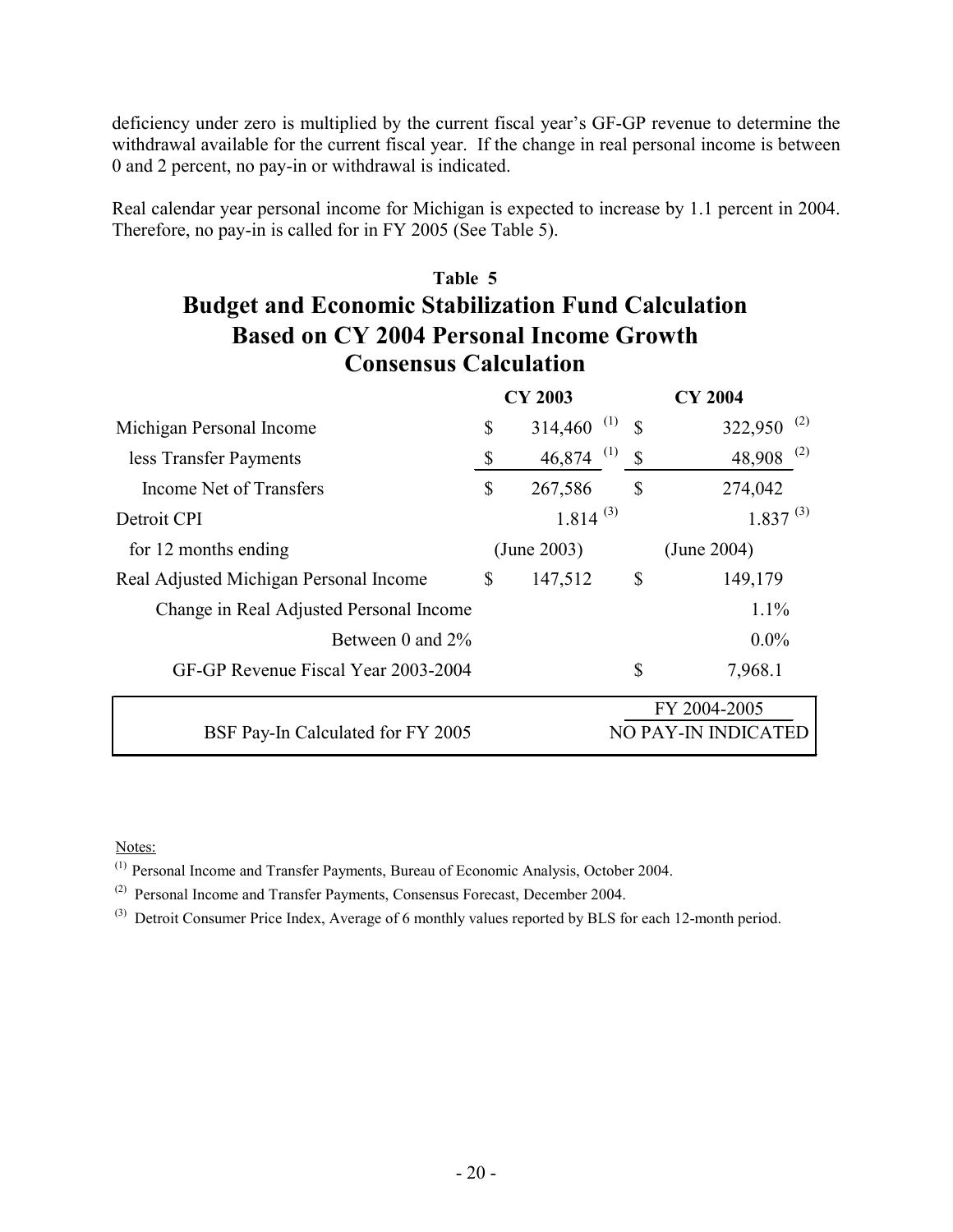deficiency under zero is multiplied by the current fiscal year's GF-GP revenue to determine the withdrawal available for the current fiscal year. If the change in real personal income is between 0 and 2 percent, no pay-in or withdrawal is indicated.

Real calendar year personal income for Michigan is expected to increase by 1.1 percent in 2004. Therefore, no pay-in is called for in FY 2005 (See Table 5).

**Table 5**

## Budget and Economic Stabilization Fund Calculation Based on CY 2004 Personal Income Growth Consensus Calculation

| | CY 2003 | CY 2004 |
|---|---|---|
| Michigan Personal Income | $ 314,460 [(1)] | $ 322,950 [(2)] |
| less Transfer Payments | $ 46,874 [(1)] | $ 48,908 [(2)] |
| Income Net of Transfers | $ 267,586 | $ 274,042 |
| Detroit CPI | 1.814 [(3)] | 1.837 [(3)] |
| for 12 months ending | (June 2003) | (June 2004) |
| Real Adjusted Michigan Personal Income | $ 147,512 | $ 149,179 |
| Change in Real Adjusted Personal Income | | 1.1% |
| Between 0 and 2% | | 0.0% |
| GF-GP Revenue Fiscal Year 2003-2004 | | $ 7,968.1 |
| | | FY 2004-2005 |
| BSF Pay-In Calculated for FY 2005 | | NO PAY-IN INDICATED |

Notes:

(1) Personal Income and Transfer Payments, Bureau of Economic Analysis, October 2004.

(2) Personal Income and Transfer Payments, Consensus Forecast, December 2004.

(3) Detroit Consumer Price Index, Average of 6 monthly values reported by BLS for each 12-month period.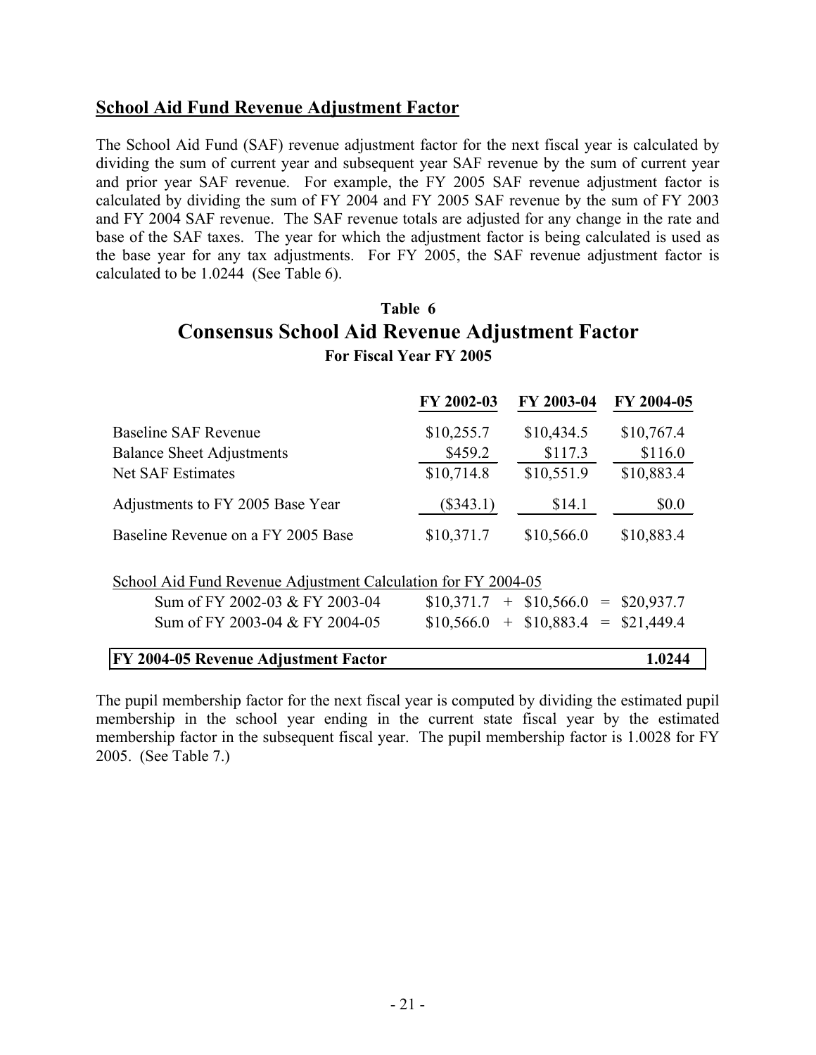## School Aid Fund Revenue Adjustment Factor

The School Aid Fund (SAF) revenue adjustment factor for the next fiscal year is calculated by dividing the sum of current year and subsequent year SAF revenue by the sum of current year and prior year SAF revenue. For example, the FY 2005 SAF revenue adjustment factor is calculated by dividing the sum of FY 2004 and FY 2005 SAF revenue by the sum of FY 2003 and FY 2004 SAF revenue. The SAF revenue totals are adjusted for any change in the rate and base of the SAF taxes. The year for which the adjustment factor is being calculated is used as the base year for any tax adjustments. For FY 2005, the SAF revenue adjustment factor is calculated to be 1.0244 (See Table 6).

**Table 6**

### Consensus School Aid Revenue Adjustment Factor

**For Fiscal Year FY 2005**

| | FY 2002-03 | FY 2003-04 | FY 2004-05 |
|---|---|---|---|
| Baseline SAF Revenue | $10,255.7 | $10,434.5 | $10,767.4 |
| Balance Sheet Adjustments | $459.2 | $117.3 | $116.0 |
| Net SAF Estimates | $10,714.8 | $10,551.9 | $10,883.4 |
| Adjustments to FY 2005 Base Year | ($343.1) | $14.1 | $0.0 |
| Baseline Revenue on a FY 2005 Base | $10,371.7 | $10,566.0 | $10,883.4 |

School Aid Fund Revenue Adjustment Calculation for FY 2004-05

| | | | | | |
|---|---|---|---|---|---|
| Sum of FY 2002-03 & FY 2003-04 | $10,371.7 | + | $10,566.0 | = | $20,937.7 |
| Sum of FY 2003-04 & FY 2004-05 | $10,566.0 | + | $10,883.4 | = | $21,449.4 |

| **FY 2004-05 Revenue Adjustment Factor** | **1.0244** |
|---|---|

The pupil membership factor for the next fiscal year is computed by dividing the estimated pupil membership in the school year ending in the current state fiscal year by the estimated membership factor in the subsequent fiscal year. The pupil membership factor is 1.0028 for FY 2005. (See Table 7.)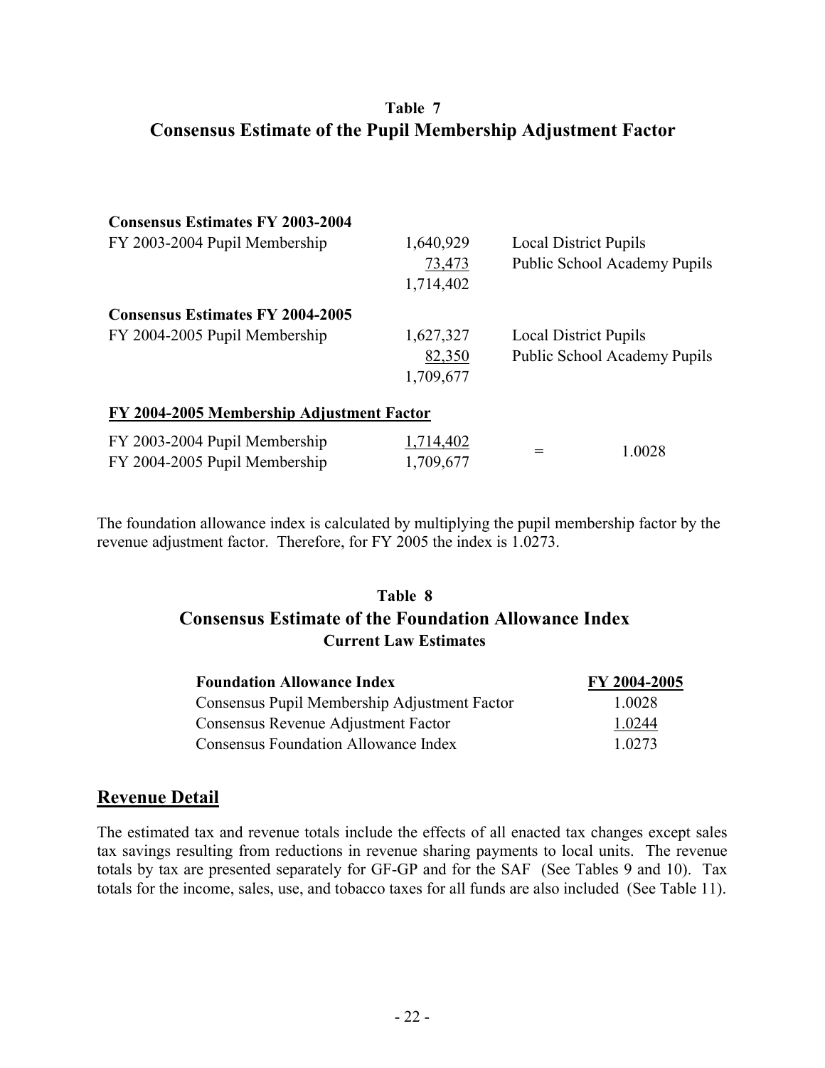## Table 7
## Consensus Estimate of the Pupil Membership Adjustment Factor

| | | |
|---|---|---|
| **Consensus Estimates FY 2003-2004** | | |
| FY 2003-2004 Pupil Membership | 1,640,929 | Local District Pupils |
| | 73,473 | Public School Academy Pupils |
| | 1,714,402 | |
| **Consensus Estimates FY 2004-2005** | | |
| FY 2004-2005 Pupil Membership | 1,627,327 | Local District Pupils |
| | 82,350 | Public School Academy Pupils |
| | 1,709,677 | |

**FY 2004-2005 Membership Adjustment Factor**

| | | |
|---|---|---|
| FY 2003-2004 Pupil Membership | 1,714,402 | = 1.0028 |
| FY 2004-2005 Pupil Membership | 1,709,677 | |

The foundation allowance index is calculated by multiplying the pupil membership factor by the revenue adjustment factor. Therefore, for FY 2005 the index is 1.0273.

## Table 8
## Consensus Estimate of the Foundation Allowance Index
### Current Law Estimates

| Foundation Allowance Index | FY 2004-2005 |
|---|---|
| Consensus Pupil Membership Adjustment Factor | 1.0028 |
| Consensus Revenue Adjustment Factor | 1.0244 |
| Consensus Foundation Allowance Index | 1.0273 |

## Revenue Detail

The estimated tax and revenue totals include the effects of all enacted tax changes except sales tax savings resulting from reductions in revenue sharing payments to local units. The revenue totals by tax are presented separately for GF-GP and for the SAF (See Tables 9 and 10). Tax totals for the income, sales, use, and tobacco taxes for all funds are also included (See Table 11).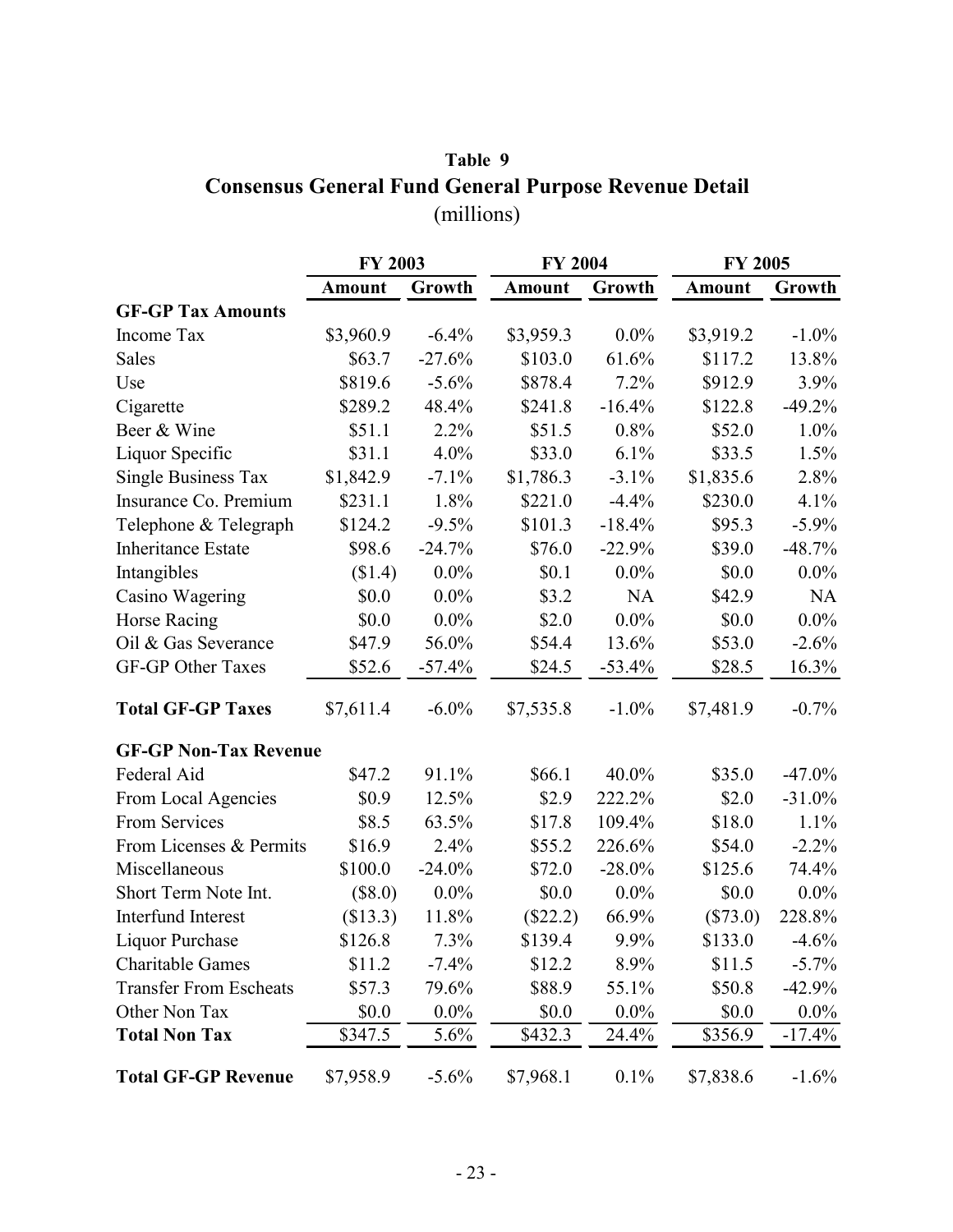**Table 9**

**Consensus General Fund General Purpose Revenue Detail**

(millions)

| | FY 2003 | | FY 2004 | | FY 2005 | |
|---|---|---|---|---|---|---|
| | **Amount** | **Growth** | **Amount** | **Growth** | **Amount** | **Growth** |
| **GF-GP Tax Amounts** | | | | | | |
| Income Tax | $3,960.9 | -6.4% | $3,959.3 | 0.0% | $3,919.2 | -1.0% |
| Sales | $63.7 | -27.6% | $103.0 | 61.6% | $117.2 | 13.8% |
| Use | $819.6 | -5.6% | $878.4 | 7.2% | $912.9 | 3.9% |
| Cigarette | $289.2 | 48.4% | $241.8 | -16.4% | $122.8 | -49.2% |
| Beer & Wine | $51.1 | 2.2% | $51.5 | 0.8% | $52.0 | 1.0% |
| Liquor Specific | $31.1 | 4.0% | $33.0 | 6.1% | $33.5 | 1.5% |
| Single Business Tax | $1,842.9 | -7.1% | $1,786.3 | -3.1% | $1,835.6 | 2.8% |
| Insurance Co. Premium | $231.1 | 1.8% | $221.0 | -4.4% | $230.0 | 4.1% |
| Telephone & Telegraph | $124.2 | -9.5% | $101.3 | -18.4% | $95.3 | -5.9% |
| Inheritance Estate | $98.6 | -24.7% | $76.0 | -22.9% | $39.0 | -48.7% |
| Intangibles | ($1.4) | 0.0% | $0.1 | 0.0% | $0.0 | 0.0% |
| Casino Wagering | $0.0 | 0.0% | $3.2 | NA | $42.9 | NA |
| Horse Racing | $0.0 | 0.0% | $2.0 | 0.0% | $0.0 | 0.0% |
| Oil & Gas Severance | $47.9 | 56.0% | $54.4 | 13.6% | $53.0 | -2.6% |
| GF-GP Other Taxes | $52.6 | -57.4% | $24.5 | -53.4% | $28.5 | 16.3% |
| **Total GF-GP Taxes** | $7,611.4 | -6.0% | $7,535.8 | -1.0% | $7,481.9 | -0.7% |
| **GF-GP Non-Tax Revenue** | | | | | | |
| Federal Aid | $47.2 | 91.1% | $66.1 | 40.0% | $35.0 | -47.0% |
| From Local Agencies | $0.9 | 12.5% | $2.9 | 222.2% | $2.0 | -31.0% |
| From Services | $8.5 | 63.5% | $17.8 | 109.4% | $18.0 | 1.1% |
| From Licenses & Permits | $16.9 | 2.4% | $55.2 | 226.6% | $54.0 | -2.2% |
| Miscellaneous | $100.0 | -24.0% | $72.0 | -28.0% | $125.6 | 74.4% |
| Short Term Note Int. | ($8.0) | 0.0% | $0.0 | 0.0% | $0.0 | 0.0% |
| Interfund Interest | ($13.3) | 11.8% | ($22.2) | 66.9% | ($73.0) | 228.8% |
| Liquor Purchase | $126.8 | 7.3% | $139.4 | 9.9% | $133.0 | -4.6% |
| Charitable Games | $11.2 | -7.4% | $12.2 | 8.9% | $11.5 | -5.7% |
| Transfer From Escheats | $57.3 | 79.6% | $88.9 | 55.1% | $50.8 | -42.9% |
| Other Non Tax | $0.0 | 0.0% | $0.0 | 0.0% | $0.0 | 0.0% |
| **Total Non Tax** | $347.5 | 5.6% | $432.3 | 24.4% | $356.9 | -17.4% |
| **Total GF-GP Revenue** | $7,958.9 | -5.6% | $7,968.1 | 0.1% | $7,838.6 | -1.6% |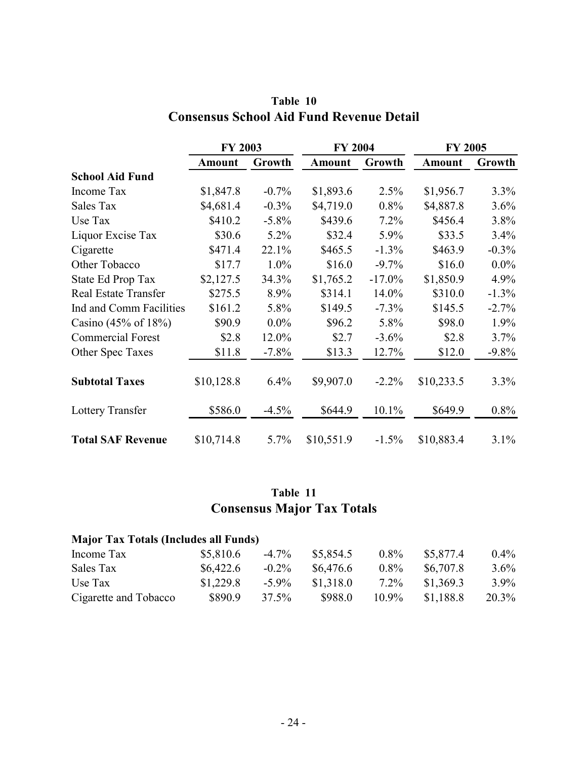## Table 10
## Consensus School Aid Fund Revenue Detail

| | FY 2003 | | FY 2004 | | FY 2005 | |
|---|---|---|---|---|---|---|
| | Amount | Growth | Amount | Growth | Amount | Growth |
| **School Aid Fund** | | | | | | |
| Income Tax | $1,847.8 | -0.7% | $1,893.6 | 2.5% | $1,956.7 | 3.3% |
| Sales Tax | $4,681.4 | -0.3% | $4,719.0 | 0.8% | $4,887.8 | 3.6% |
| Use Tax | $410.2 | -5.8% | $439.6 | 7.2% | $456.4 | 3.8% |
| Liquor Excise Tax | $30.6 | 5.2% | $32.4 | 5.9% | $33.5 | 3.4% |
| Cigarette | $471.4 | 22.1% | $465.5 | -1.3% | $463.9 | -0.3% |
| Other Tobacco | $17.7 | 1.0% | $16.0 | -9.7% | $16.0 | 0.0% |
| State Ed Prop Tax | $2,127.5 | 34.3% | $1,765.2 | -17.0% | $1,850.9 | 4.9% |
| Real Estate Transfer | $275.5 | 8.9% | $314.1 | 14.0% | $310.0 | -1.3% |
| Ind and Comm Facilities | $161.2 | 5.8% | $149.5 | -7.3% | $145.5 | -2.7% |
| Casino (45% of 18%) | $90.9 | 0.0% | $96.2 | 5.8% | $98.0 | 1.9% |
| Commercial Forest | $2.8 | 12.0% | $2.7 | -3.6% | $2.8 | 3.7% |
| Other Spec Taxes | $11.8 | -7.8% | $13.3 | 12.7% | $12.0 | -9.8% |
| **Subtotal Taxes** | $10,128.8 | 6.4% | $9,907.0 | -2.2% | $10,233.5 | 3.3% |
| Lottery Transfer | $586.0 | -4.5% | $644.9 | 10.1% | $649.9 | 0.8% |
| **Total SAF Revenue** | $10,714.8 | 5.7% | $10,551.9 | -1.5% | $10,883.4 | 3.1% |

## Table 11
## Consensus Major Tax Totals

| | | | | | | |
|---|---|---|---|---|---|---|
| **Major Tax Totals (Includes all Funds)** | | | | | | |
| Income Tax | $5,810.6 | -4.7% | $5,854.5 | 0.8% | $5,877.4 | 0.4% |
| Sales Tax | $6,422.6 | -0.2% | $6,476.6 | 0.8% | $6,707.8 | 3.6% |
| Use Tax | $1,229.8 | -5.9% | $1,318.0 | 7.2% | $1,369.3 | 3.9% |
| Cigarette and Tobacco | $890.9 | 37.5% | $988.0 | 10.9% | $1,188.8 | 20.3% |